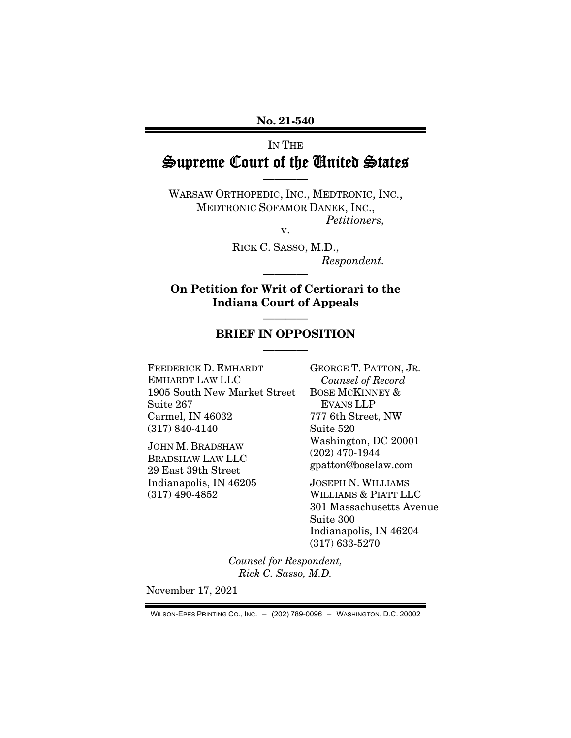**No. 21-540**

IN THE

# Supreme Court of the United States

————

WARSAW ORTHOPEDIC, INC., MEDTRONIC, INC.,
MEDTRONIC SOFAMOR DANEK, INC.,
*Petitioners,*

v.

RICK C. SASSO, M.D.,
*Respondent.*

————

**On Petition for Writ of Certiorari to the Indiana Court of Appeals**

————

## BRIEF IN OPPOSITION

————

FREDERICK D. EMHARDT
EMHARDT LAW LLC
1905 South New Market Street
Suite 267
Carmel, IN 46032
(317) 840-4140

JOHN M. BRADSHAW
BRADSHAW LAW LLC
29 East 39th Street
Indianapolis, IN 46205
(317) 490-4852

GEORGE T. PATTON, JR.
*Counsel of Record*
BOSE MCKINNEY & EVANS LLP
777 6th Street, NW
Suite 520
Washington, DC 20001
(202) 470-1944
gpatton@boselaw.com

JOSEPH N. WILLIAMS
WILLIAMS & PIATT LLC
301 Massachusetts Avenue
Suite 300
Indianapolis, IN 46204
(317) 633-5270

*Counsel for Respondent, Rick C. Sasso, M.D.*

November 17, 2021

WILSON-EPES PRINTING CO., INC. – (202) 789-0096 – WASHINGTON, D.C. 20002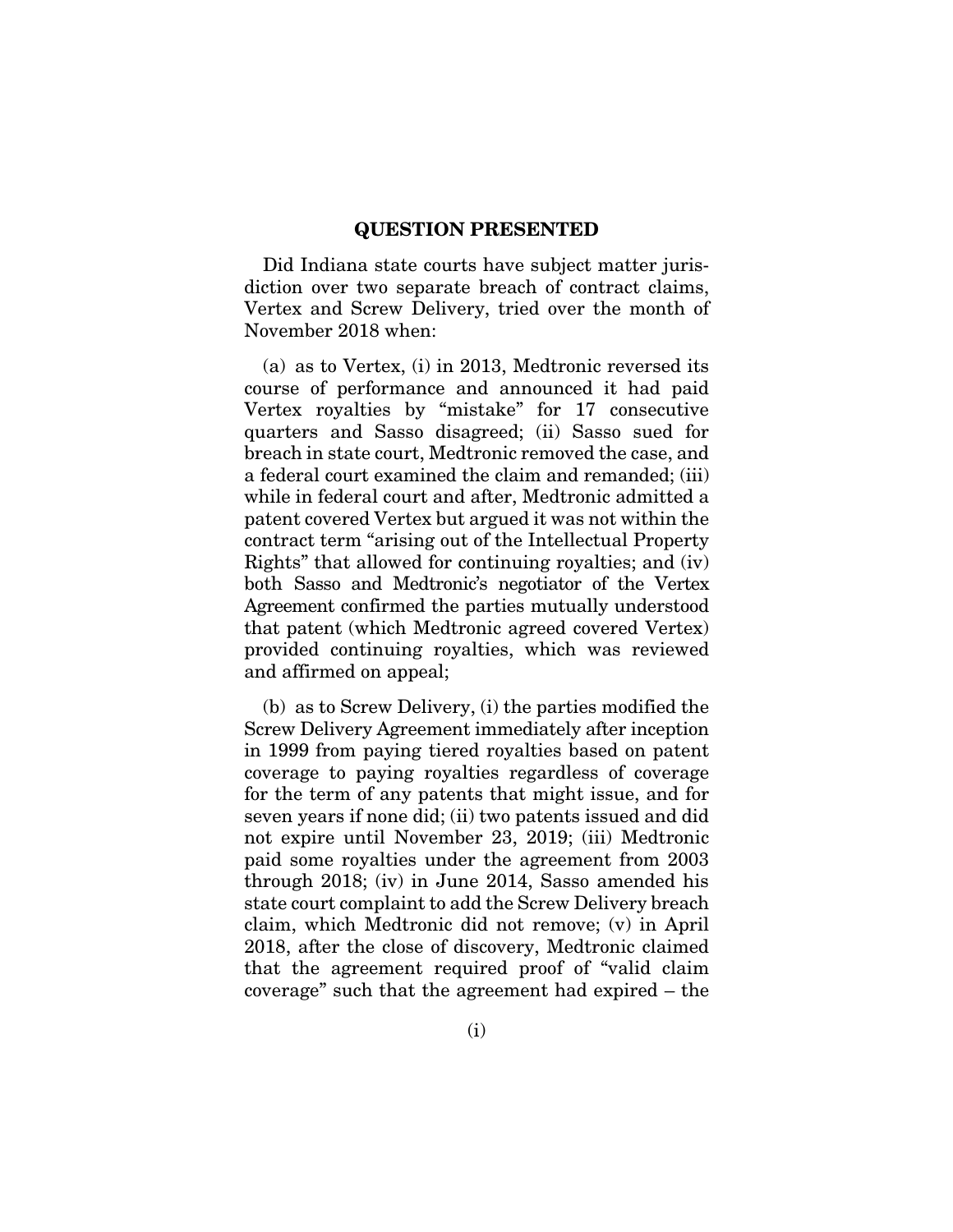# QUESTION PRESENTED

Did Indiana state courts have subject matter jurisdiction over two separate breach of contract claims, Vertex and Screw Delivery, tried over the month of November 2018 when:

(a) as to Vertex, (i) in 2013, Medtronic reversed its course of performance and announced it had paid Vertex royalties by "mistake" for 17 consecutive quarters and Sasso disagreed; (ii) Sasso sued for breach in state court, Medtronic removed the case, and a federal court examined the claim and remanded; (iii) while in federal court and after, Medtronic admitted a patent covered Vertex but argued it was not within the contract term "arising out of the Intellectual Property Rights" that allowed for continuing royalties; and (iv) both Sasso and Medtronic's negotiator of the Vertex Agreement confirmed the parties mutually understood that patent (which Medtronic agreed covered Vertex) provided continuing royalties, which was reviewed and affirmed on appeal;

(b) as to Screw Delivery, (i) the parties modified the Screw Delivery Agreement immediately after inception in 1999 from paying tiered royalties based on patent coverage to paying royalties regardless of coverage for the term of any patents that might issue, and for seven years if none did; (ii) two patents issued and did not expire until November 23, 2019; (iii) Medtronic paid some royalties under the agreement from 2003 through 2018; (iv) in June 2014, Sasso amended his state court complaint to add the Screw Delivery breach claim, which Medtronic did not remove; (v) in April 2018, after the close of discovery, Medtronic claimed that the agreement required proof of "valid claim coverage" such that the agreement had expired – the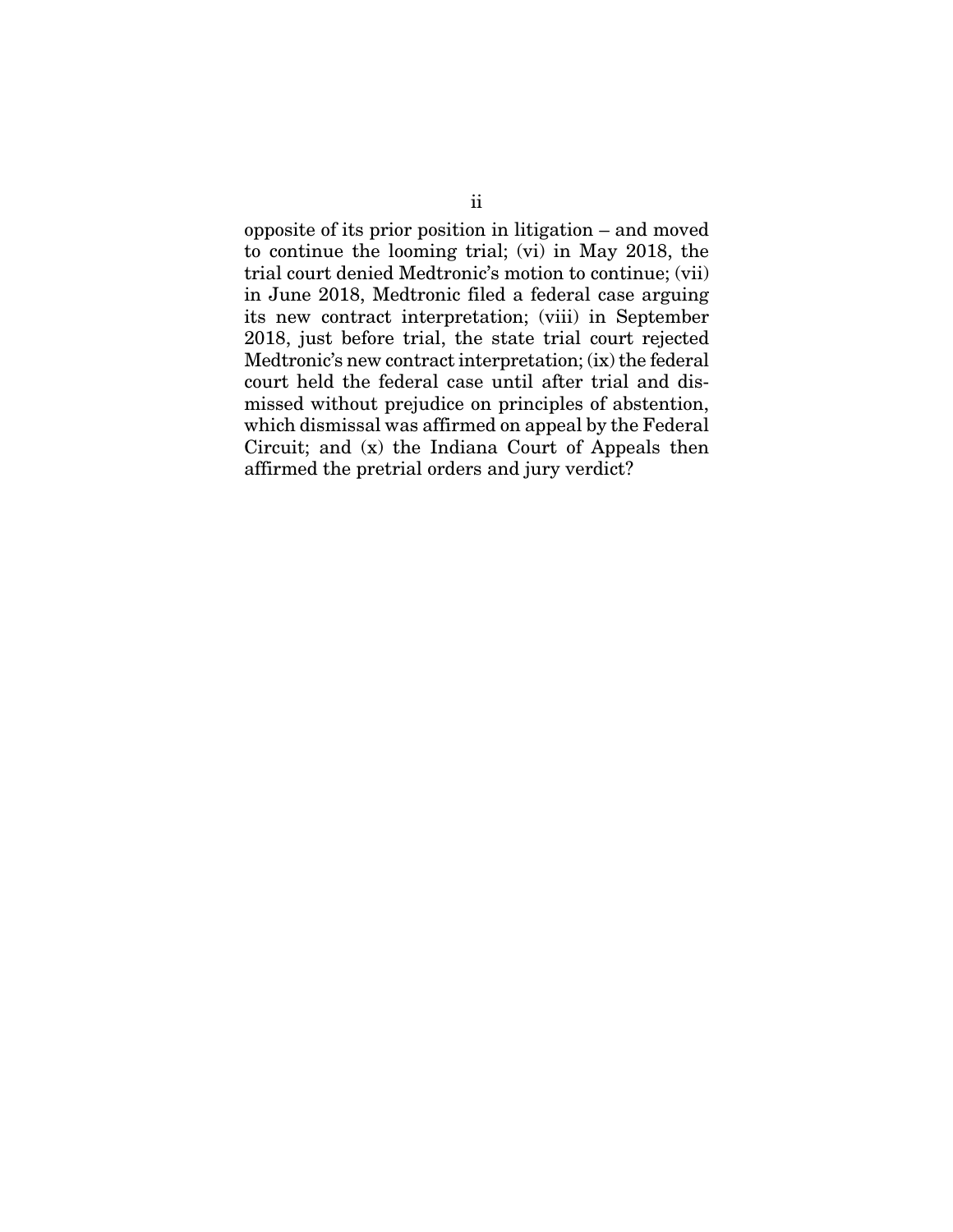opposite of its prior position in litigation – and moved to continue the looming trial; (vi) in May 2018, the trial court denied Medtronic's motion to continue; (vii) in June 2018, Medtronic filed a federal case arguing its new contract interpretation; (viii) in September 2018, just before trial, the state trial court rejected Medtronic's new contract interpretation; (ix) the federal court held the federal case until after trial and dismissed without prejudice on principles of abstention, which dismissal was affirmed on appeal by the Federal Circuit; and (x) the Indiana Court of Appeals then affirmed the pretrial orders and jury verdict?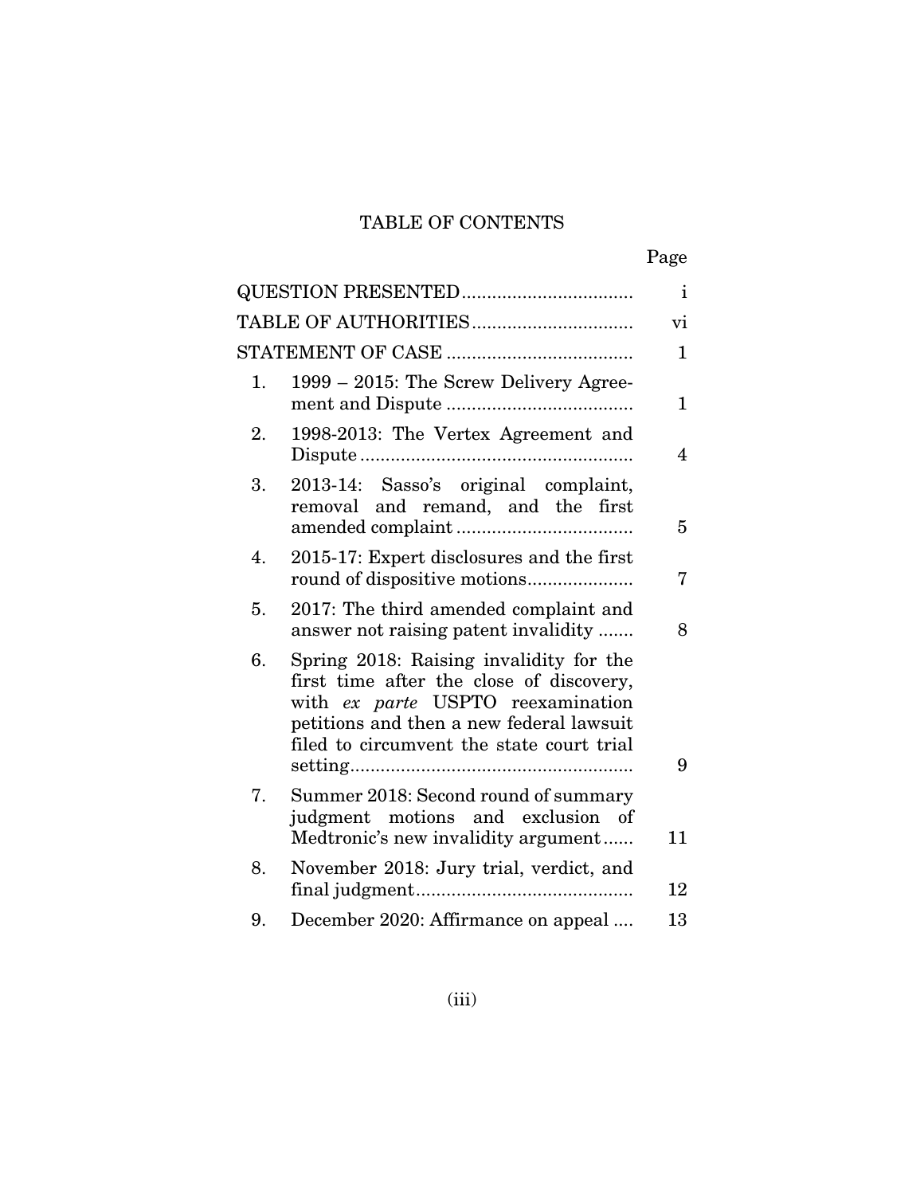# TABLE OF CONTENTS

| | Page |
|---|---|
| QUESTION PRESENTED | i |
| TABLE OF AUTHORITIES | vi |
| STATEMENT OF CASE | 1 |
| 1. 1999 – 2015: The Screw Delivery Agreement and Dispute | 1 |
| 2. 1998-2013: The Vertex Agreement and Dispute | 4 |
| 3. 2013-14: Sasso's original complaint, removal and remand, and the first amended complaint | 5 |
| 4. 2015-17: Expert disclosures and the first round of dispositive motions | 7 |
| 5. 2017: The third amended complaint and answer not raising patent invalidity | 8 |
| 6. Spring 2018: Raising invalidity for the first time after the close of discovery, with *ex parte* USPTO reexamination petitions and then a new federal lawsuit filed to circumvent the state court trial setting | 9 |
| 7. Summer 2018: Second round of summary judgment motions and exclusion of Medtronic's new invalidity argument | 11 |
| 8. November 2018: Jury trial, verdict, and final judgment | 12 |
| 9. December 2020: Affirmance on appeal | 13 |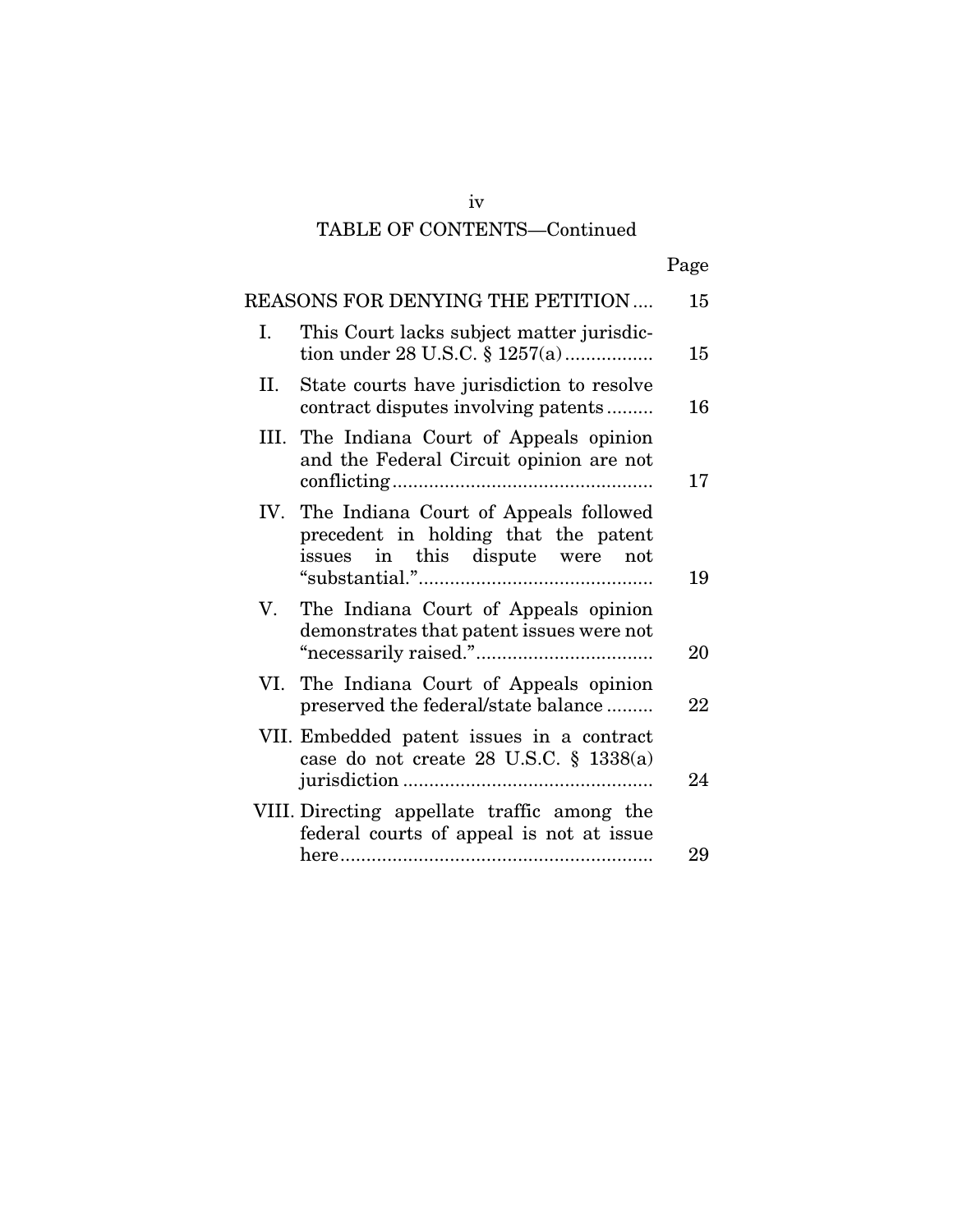TABLE OF CONTENTS—Continued

| | | Page |
|---|---|---|
| REASONS FOR DENYING THE PETITION | | 15 |
| I. | This Court lacks subject matter jurisdiction under 28 U.S.C. § 1257(a) | 15 |
| II. | State courts have jurisdiction to resolve contract disputes involving patents | 16 |
| III. | The Indiana Court of Appeals opinion and the Federal Circuit opinion are not conflicting | 17 |
| IV. | The Indiana Court of Appeals followed precedent in holding that the patent issues in this dispute were not "substantial." | 19 |
| V. | The Indiana Court of Appeals opinion demonstrates that patent issues were not "necessarily raised." | 20 |
| VI. | The Indiana Court of Appeals opinion preserved the federal/state balance | 22 |
| VII. | Embedded patent issues in a contract case do not create 28 U.S.C. § 1338(a) jurisdiction | 24 |
| VIII. | Directing appellate traffic among the federal courts of appeal is not at issue here | 29 |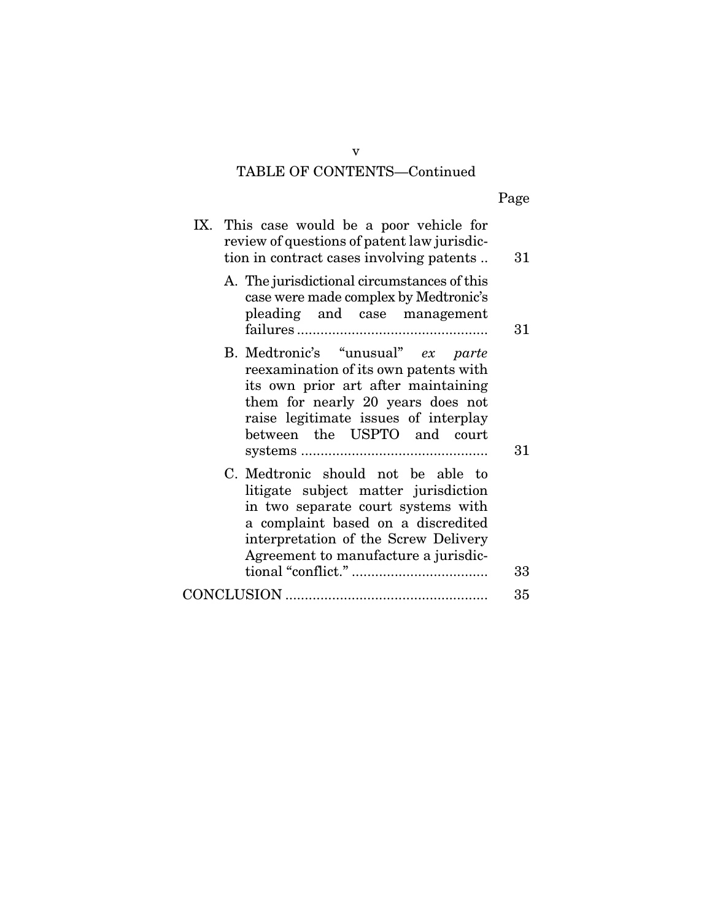TABLE OF CONTENTS—Continued

| | Page |
|---|---|
| IX. This case would be a poor vehicle for review of questions of patent law jurisdiction in contract cases involving patents .. | 31 |
| A. The jurisdictional circumstances of this case were made complex by Medtronic's pleading and case management failures ................................................ | 31 |
| B. Medtronic's "unusual" *ex parte* reexamination of its own patents with its own prior art after maintaining them for nearly 20 years does not raise legitimate issues of interplay between the USPTO and court systems ................................................ | 31 |
| C. Medtronic should not be able to litigate subject matter jurisdiction in two separate court systems with a complaint based on a discredited interpretation of the Screw Delivery Agreement to manufacture a jurisdictional "conflict." .................................. | 33 |
| CONCLUSION .................................................... | 35 |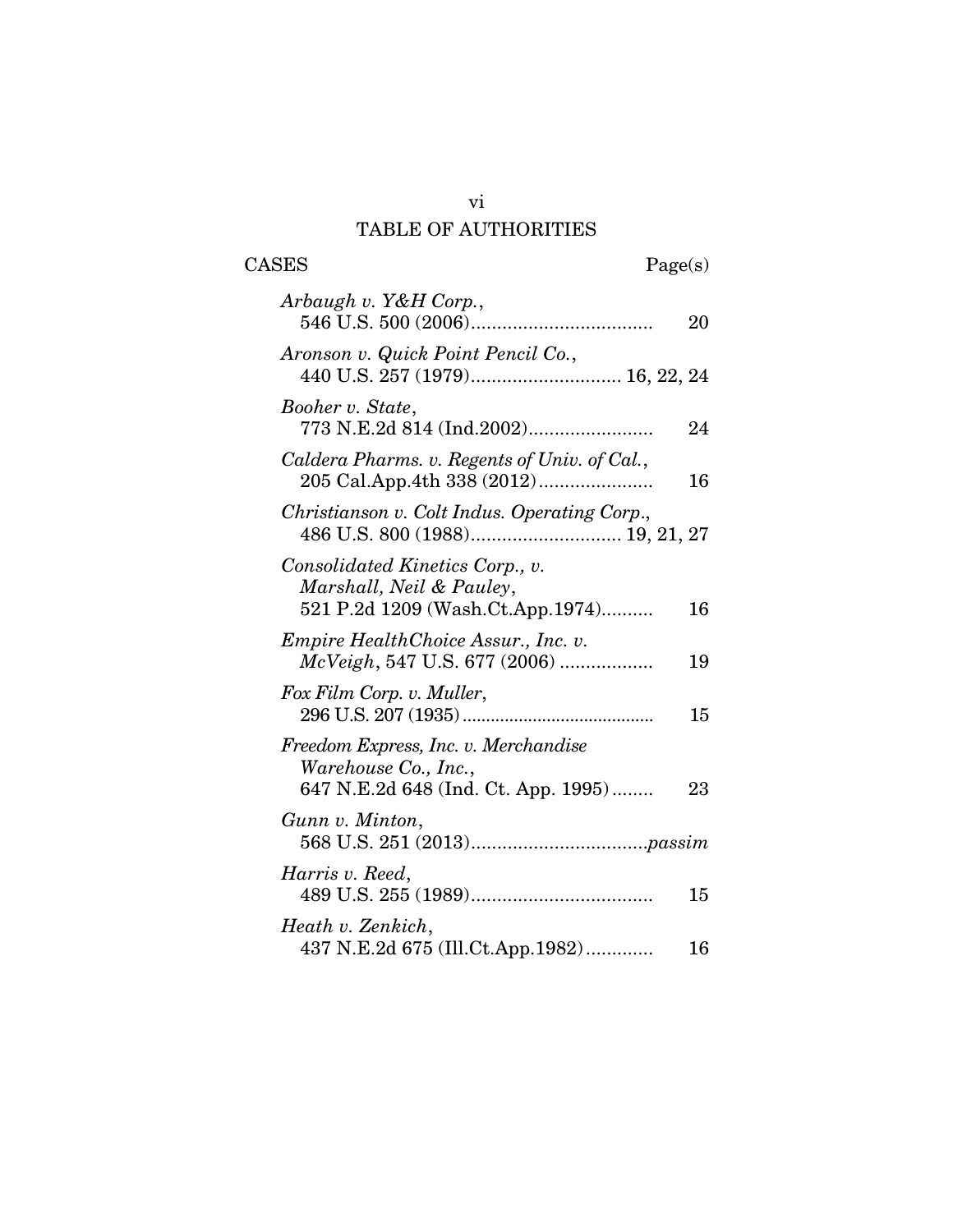# TABLE OF AUTHORITIES

| CASES | Page(s) |
|---|---|
| *Arbaugh v. Y&H Corp.*, 546 U.S. 500 (2006) | 20 |
| *Aronson v. Quick Point Pencil Co.*, 440 U.S. 257 (1979) | 16, 22, 24 |
| *Booher v. State*, 773 N.E.2d 814 (Ind.2002) | 24 |
| *Caldera Pharms. v. Regents of Univ. of Cal.*, 205 Cal.App.4th 338 (2012) | 16 |
| *Christianson v. Colt Indus. Operating Corp.*, 486 U.S. 800 (1988) | 19, 21, 27 |
| *Consolidated Kinetics Corp., v. Marshall, Neil & Pauley*, 521 P.2d 1209 (Wash.Ct.App.1974) | 16 |
| *Empire HealthChoice Assur., Inc. v. McVeigh*, 547 U.S. 677 (2006) | 19 |
| *Fox Film Corp. v. Muller*, 296 U.S. 207 (1935) | 15 |
| *Freedom Express, Inc. v. Merchandise Warehouse Co., Inc.*, 647 N.E.2d 648 (Ind. Ct. App. 1995) | 23 |
| *Gunn v. Minton*, 568 U.S. 251 (2013) | *passim* |
| *Harris v. Reed*, 489 U.S. 255 (1989) | 15 |
| *Heath v. Zenkich*, 437 N.E.2d 675 (Ill.Ct.App.1982) | 16 |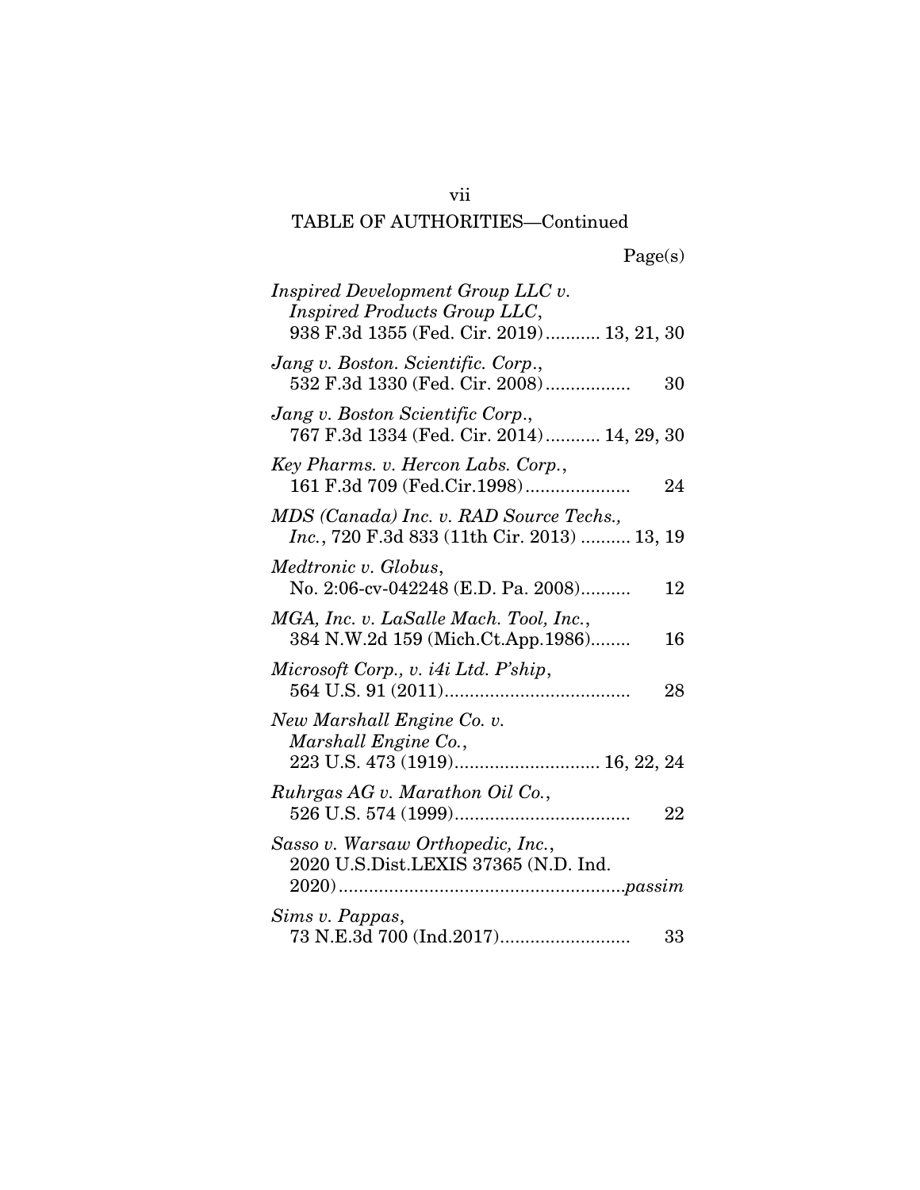TABLE OF AUTHORITIES—Continued

Page(s)

*Inspired Development Group LLC v. Inspired Products Group LLC*, 938 F.3d 1355 (Fed. Cir. 2019) .......... 13, 21, 30

*Jang v. Boston. Scientific. Corp.*, 532 F.3d 1330 (Fed. Cir. 2008) ................. 30

*Jang v. Boston Scientific Corp.*, 767 F.3d 1334 (Fed. Cir. 2014) .......... 14, 29, 30

*Key Pharms. v. Hercon Labs. Corp.*, 161 F.3d 709 (Fed.Cir.1998) ..................... 24

*MDS (Canada) Inc. v. RAD Source Techs., Inc.*, 720 F.3d 833 (11th Cir. 2013) .......... 13, 19

*Medtronic v. Globus*, No. 2:06-cv-042248 (E.D. Pa. 2008) .......... 12

*MGA, Inc. v. LaSalle Mach. Tool, Inc.*, 384 N.W.2d 159 (Mich.Ct.App.1986) ........ 16

*Microsoft Corp., v. i4i Ltd. P'ship*, 564 U.S. 91 (2011) ..................................... 28

*New Marshall Engine Co. v. Marshall Engine Co.*, 223 U.S. 473 (1919) ............................ 16, 22, 24

*Ruhrgas AG v. Marathon Oil Co.*, 526 U.S. 574 (1999) .................................. 22

*Sasso v. Warsaw Orthopedic, Inc.*, 2020 U.S.Dist.LEXIS 37365 (N.D. Ind. 2020) ........................................................ *passim*

*Sims v. Pappas*, 73 N.E.3d 700 (Ind.2017) ......................... 33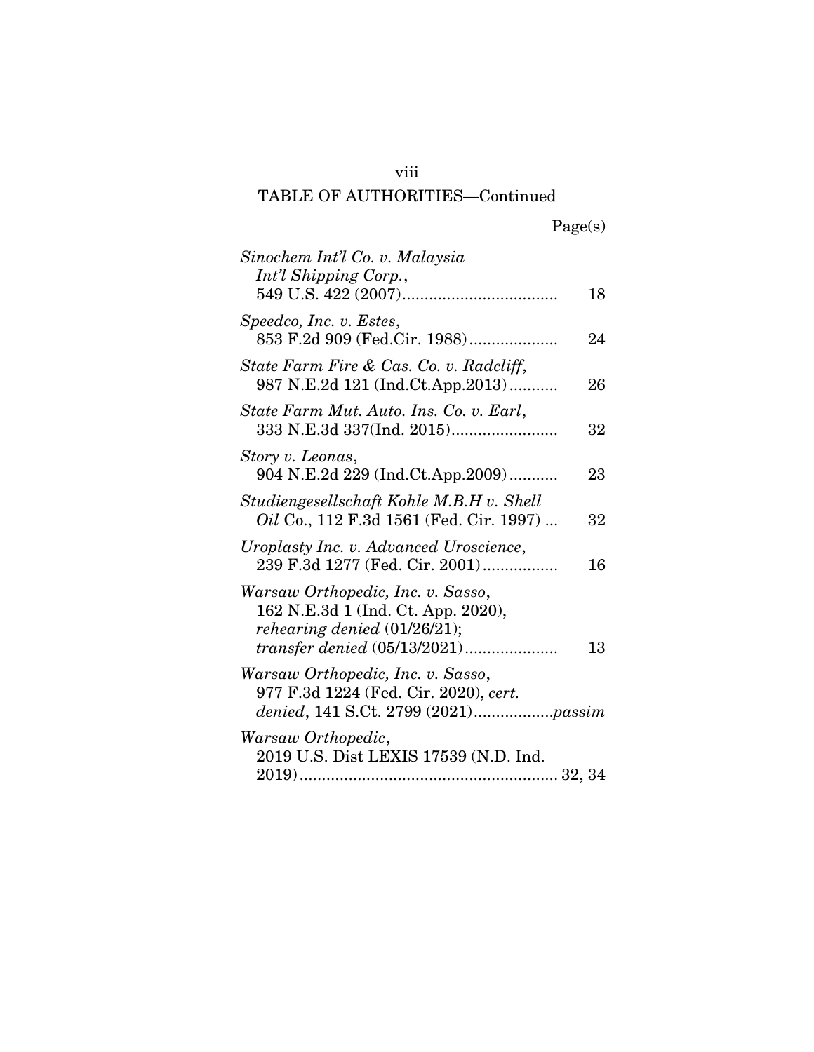## TABLE OF AUTHORITIES—Continued

Page(s)

*Sinochem Int'l Co. v. Malaysia Int'l Shipping Corp.*, 549 U.S. 422 (2007).................................. 18

*Speedco, Inc. v. Estes*, 853 F.2d 909 (Fed.Cir. 1988).................... 24

*State Farm Fire & Cas. Co. v. Radcliff*, 987 N.E.2d 121 (Ind.Ct.App.2013)........... 26

*State Farm Mut. Auto. Ins. Co. v. Earl*, 333 N.E.3d 337(Ind. 2015)........................ 32

*Story v. Leonas*, 904 N.E.2d 229 (Ind.Ct.App.2009)........... 23

*Studiengesellschaft Kohle M.B.H v. Shell Oil* Co., 112 F.3d 1561 (Fed. Cir. 1997) ... 32

*Uroplasty Inc. v. Advanced Uroscience*, 239 F.3d 1277 (Fed. Cir. 2001)................. 16

*Warsaw Orthopedic, Inc. v. Sasso*, 162 N.E.3d 1 (Ind. Ct. App. 2020), *rehearing denied* (01/26/21); *transfer denied* (05/13/2021)..................... 13

*Warsaw Orthopedic, Inc. v. Sasso*, 977 F.3d 1224 (Fed. Cir. 2020), *cert. denied*, 141 S.Ct. 2799 (2021).................*passim*

*Warsaw Orthopedic*, 2019 U.S. Dist LEXIS 17539 (N.D. Ind. 2019)......................................................... 32, 34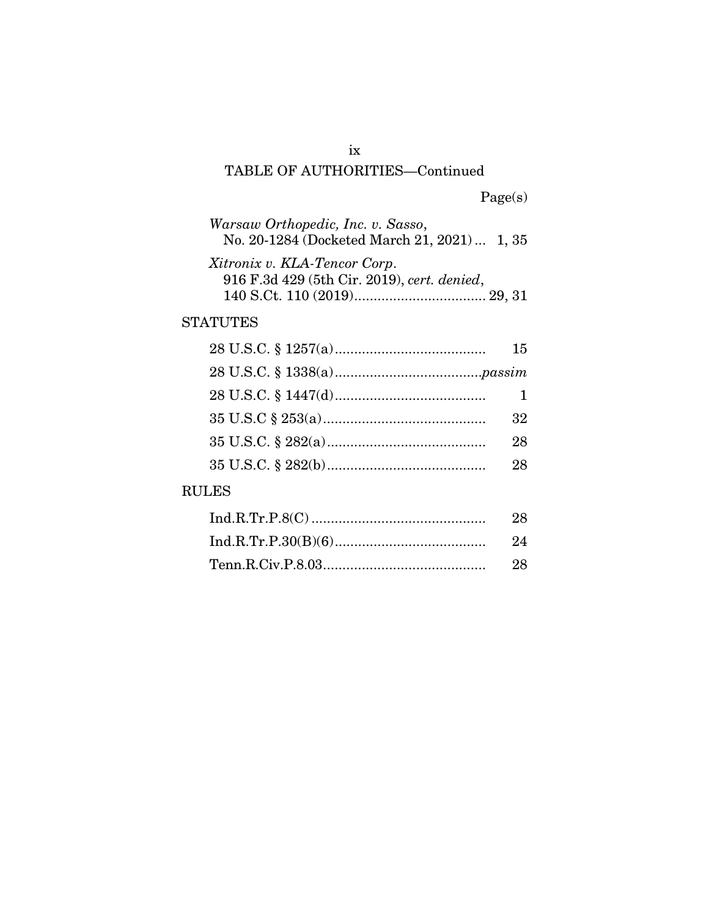## TABLE OF AUTHORITIES—Continued

Page(s)

*Warsaw Orthopedic, Inc. v. Sasso*,
No. 20-1284 (Docketed March 21, 2021) ... 1, 35

*Xitronix v. KLA-Tencor Corp*.
916 F.3d 429 (5th Cir. 2019), *cert. denied*,
140 S.Ct. 110 (2019) .................................. 29, 31

### STATUTES

28 U.S.C. § 1257(a) ....................................... 15

28 U.S.C. § 1338(a) ..................................... *passim*

28 U.S.C. § 1447(d) ....................................... 1

35 U.S.C § 253(a) .......................................... 32

35 U.S.C. § 282(a) ......................................... 28

35 U.S.C. § 282(b) ......................................... 28

### RULES

Ind.R.Tr.P.8(C) ............................................. 28

Ind.R.Tr.P.30(B)(6) ....................................... 24

Tenn.R.Civ.P.8.03 .......................................... 28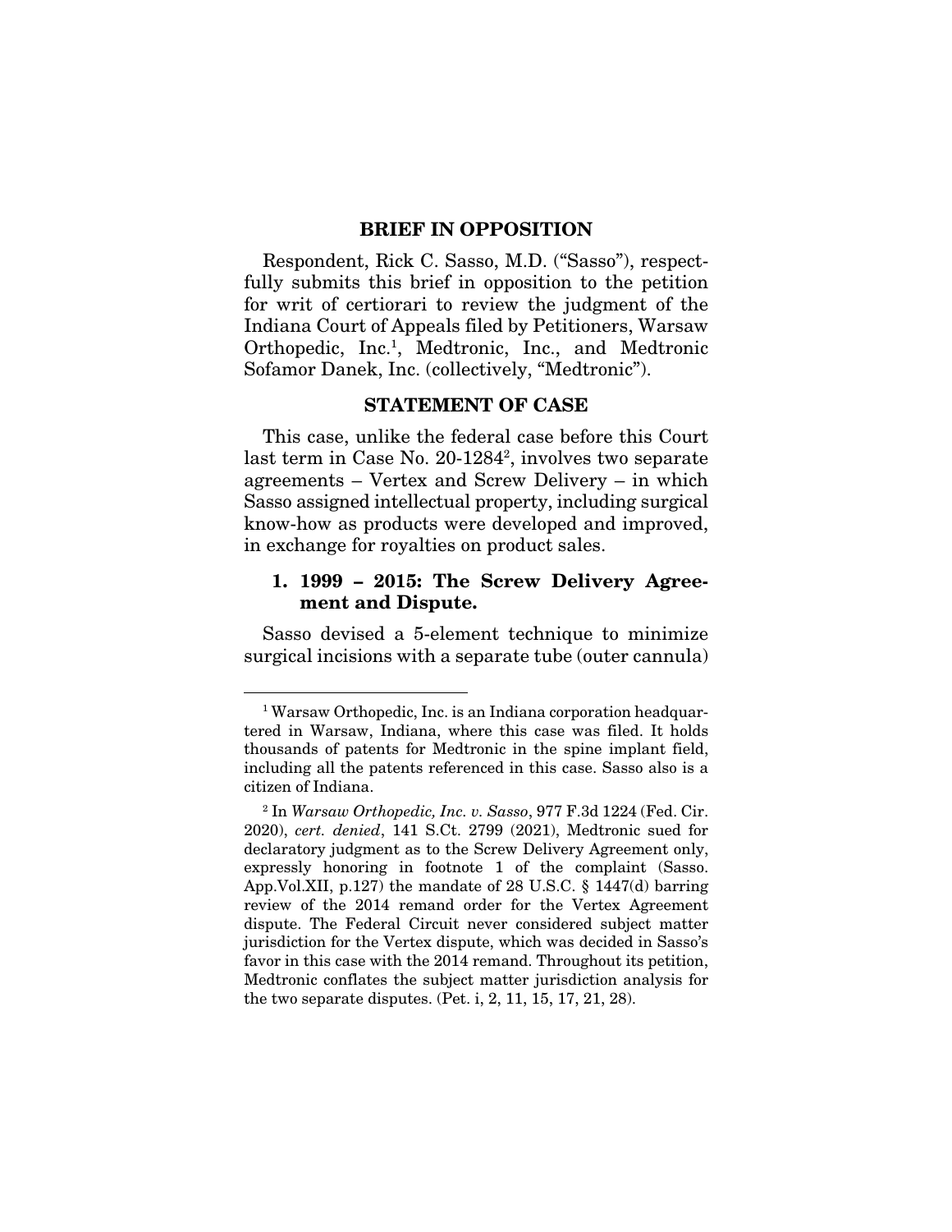## BRIEF IN OPPOSITION

Respondent, Rick C. Sasso, M.D. ("Sasso"), respectfully submits this brief in opposition to the petition for writ of certiorari to review the judgment of the Indiana Court of Appeals filed by Petitioners, Warsaw Orthopedic, Inc.[1], Medtronic, Inc., and Medtronic Sofamor Danek, Inc. (collectively, "Medtronic").

## STATEMENT OF CASE

This case, unlike the federal case before this Court last term in Case No. 20-1284[2], involves two separate agreements – Vertex and Screw Delivery – in which Sasso assigned intellectual property, including surgical know-how as products were developed and improved, in exchange for royalties on product sales.

### 1. 1999 – 2015: The Screw Delivery Agreement and Dispute.

Sasso devised a 5-element technique to minimize surgical incisions with a separate tube (outer cannula)

---

[1] Warsaw Orthopedic, Inc. is an Indiana corporation headquartered in Warsaw, Indiana, where this case was filed. It holds thousands of patents for Medtronic in the spine implant field, including all the patents referenced in this case. Sasso also is a citizen of Indiana.

[2] In *Warsaw Orthopedic, Inc. v. Sasso*, 977 F.3d 1224 (Fed. Cir. 2020), *cert. denied*, 141 S.Ct. 2799 (2021), Medtronic sued for declaratory judgment as to the Screw Delivery Agreement only, expressly honoring in footnote 1 of the complaint (Sasso. App.Vol.XII, p.127) the mandate of 28 U.S.C. § 1447(d) barring review of the 2014 remand order for the Vertex Agreement dispute. The Federal Circuit never considered subject matter jurisdiction for the Vertex dispute, which was decided in Sasso's favor in this case with the 2014 remand. Throughout its petition, Medtronic conflates the subject matter jurisdiction analysis for the two separate disputes. (Pet. i, 2, 11, 15, 17, 21, 28).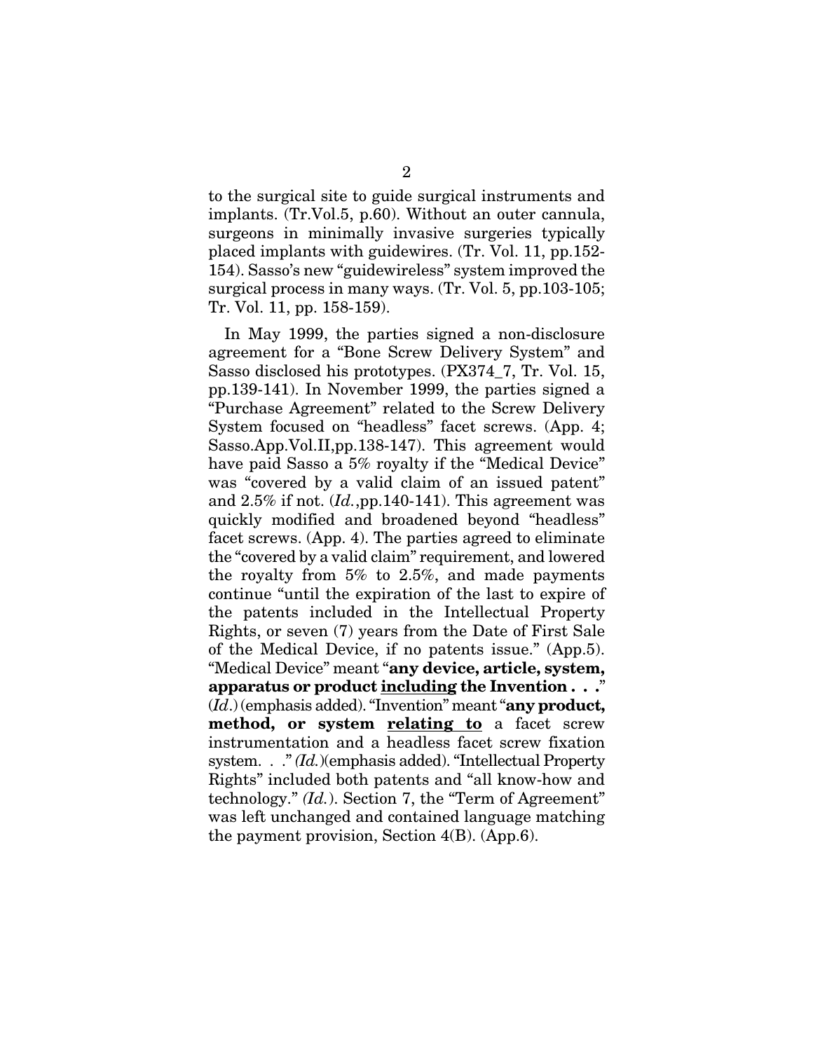to the surgical site to guide surgical instruments and implants. (Tr.Vol.5, p.60). Without an outer cannula, surgeons in minimally invasive surgeries typically placed implants with guidewires. (Tr. Vol. 11, pp.152-154). Sasso's new "guidewireless" system improved the surgical process in many ways. (Tr. Vol. 5, pp.103-105; Tr. Vol. 11, pp. 158-159).

In May 1999, the parties signed a non-disclosure agreement for a "Bone Screw Delivery System" and Sasso disclosed his prototypes. (PX374_7, Tr. Vol. 15, pp.139-141). In November 1999, the parties signed a "Purchase Agreement" related to the Screw Delivery System focused on "headless" facet screws. (App. 4; Sasso.App.Vol.II,pp.138-147). This agreement would have paid Sasso a 5% royalty if the "Medical Device" was "covered by a valid claim of an issued patent" and 2.5% if not. (*Id.*,pp.140-141). This agreement was quickly modified and broadened beyond "headless" facet screws. (App. 4). The parties agreed to eliminate the "covered by a valid claim" requirement, and lowered the royalty from 5% to 2.5%, and made payments continue "until the expiration of the last to expire of the patents included in the Intellectual Property Rights, or seven (7) years from the Date of First Sale of the Medical Device, if no patents issue." (App.5). "Medical Device" meant "**any device, article, system, apparatus or product <u>including</u> the Invention . . .**" (*Id.*) (emphasis added). "Invention" meant "**any product, method, or system <u>relating to</u>** a facet screw instrumentation and a headless facet screw fixation system. . ." *(Id.)*(emphasis added). "Intellectual Property Rights" included both patents and "all know-how and technology." *(Id.)*. Section 7, the "Term of Agreement" was left unchanged and contained language matching the payment provision, Section 4(B). (App.6).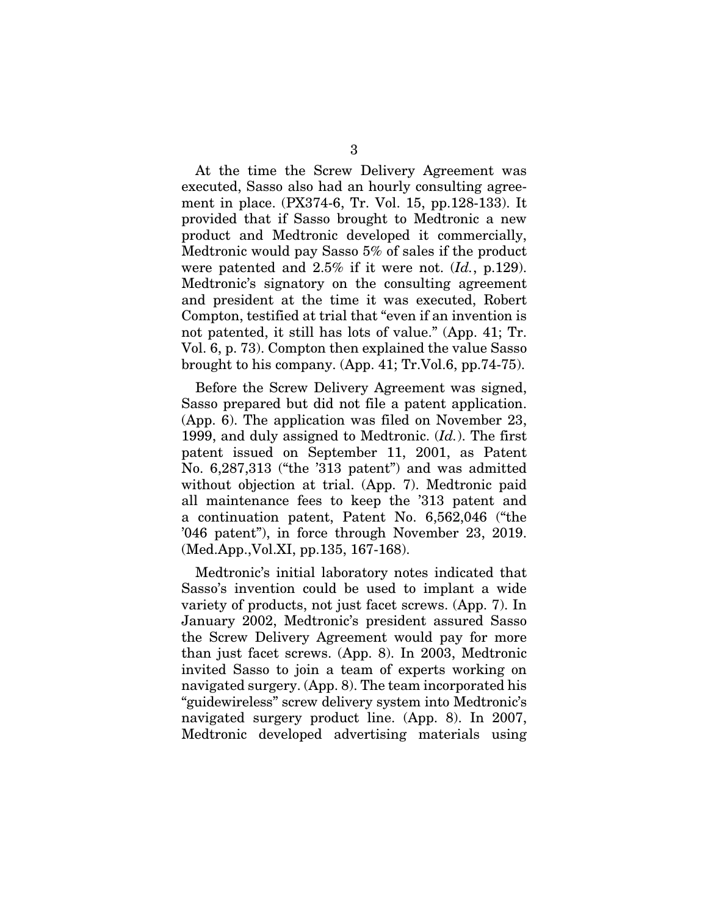At the time the Screw Delivery Agreement was executed, Sasso also had an hourly consulting agreement in place. (PX374-6, Tr. Vol. 15, pp.128-133). It provided that if Sasso brought to Medtronic a new product and Medtronic developed it commercially, Medtronic would pay Sasso 5% of sales if the product were patented and 2.5% if it were not. (*Id.*, p.129). Medtronic's signatory on the consulting agreement and president at the time it was executed, Robert Compton, testified at trial that "even if an invention is not patented, it still has lots of value." (App. 41; Tr. Vol. 6, p. 73). Compton then explained the value Sasso brought to his company. (App. 41; Tr.Vol.6, pp.74-75).

Before the Screw Delivery Agreement was signed, Sasso prepared but did not file a patent application. (App. 6). The application was filed on November 23, 1999, and duly assigned to Medtronic. (*Id.*). The first patent issued on September 11, 2001, as Patent No. 6,287,313 ("the '313 patent") and was admitted without objection at trial. (App. 7). Medtronic paid all maintenance fees to keep the '313 patent and a continuation patent, Patent No. 6,562,046 ("the '046 patent"), in force through November 23, 2019. (Med.App.,Vol.XI, pp.135, 167-168).

Medtronic's initial laboratory notes indicated that Sasso's invention could be used to implant a wide variety of products, not just facet screws. (App. 7). In January 2002, Medtronic's president assured Sasso the Screw Delivery Agreement would pay for more than just facet screws. (App. 8). In 2003, Medtronic invited Sasso to join a team of experts working on navigated surgery. (App. 8). The team incorporated his "guidewireless" screw delivery system into Medtronic's navigated surgery product line. (App. 8). In 2007, Medtronic developed advertising materials using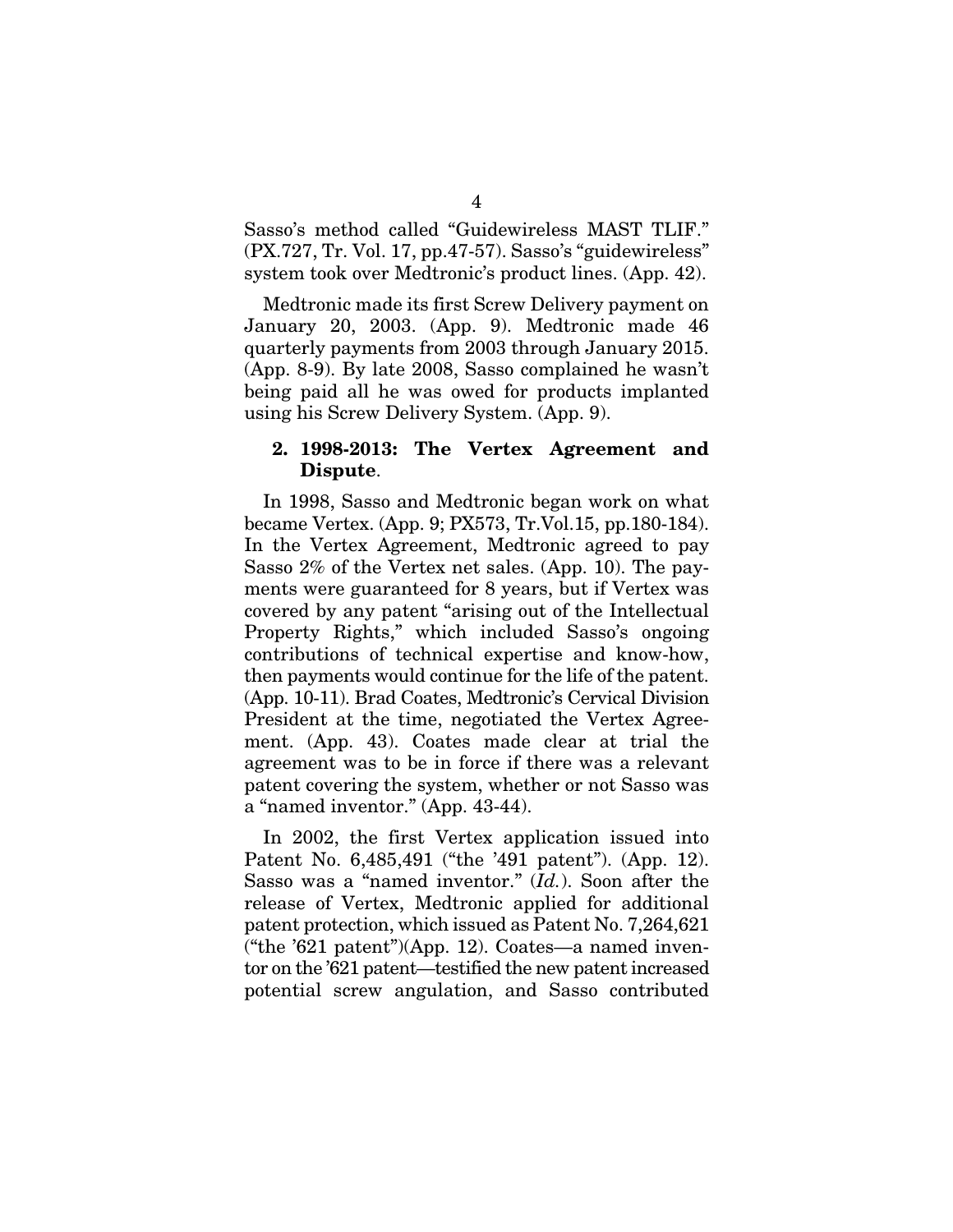Sasso's method called "Guidewireless MAST TLIF." (PX.727, Tr. Vol. 17, pp.47-57). Sasso's "guidewireless" system took over Medtronic's product lines. (App. 42).

Medtronic made its first Screw Delivery payment on January 20, 2003. (App. 9). Medtronic made 46 quarterly payments from 2003 through January 2015. (App. 8-9). By late 2008, Sasso complained he wasn't being paid all he was owed for products implanted using his Screw Delivery System. (App. 9).

### 2. 1998-2013: The Vertex Agreement and Dispute.

In 1998, Sasso and Medtronic began work on what became Vertex. (App. 9; PX573, Tr.Vol.15, pp.180-184). In the Vertex Agreement, Medtronic agreed to pay Sasso 2% of the Vertex net sales. (App. 10). The payments were guaranteed for 8 years, but if Vertex was covered by any patent "arising out of the Intellectual Property Rights," which included Sasso's ongoing contributions of technical expertise and know-how, then payments would continue for the life of the patent. (App. 10-11). Brad Coates, Medtronic's Cervical Division President at the time, negotiated the Vertex Agreement. (App. 43). Coates made clear at trial the agreement was to be in force if there was a relevant patent covering the system, whether or not Sasso was a "named inventor." (App. 43-44).

In 2002, the first Vertex application issued into Patent No. 6,485,491 ("the '491 patent"). (App. 12). Sasso was a "named inventor." (*Id.*). Soon after the release of Vertex, Medtronic applied for additional patent protection, which issued as Patent No. 7,264,621 ("the '621 patent")(App. 12). Coates—a named inventor on the '621 patent—testified the new patent increased potential screw angulation, and Sasso contributed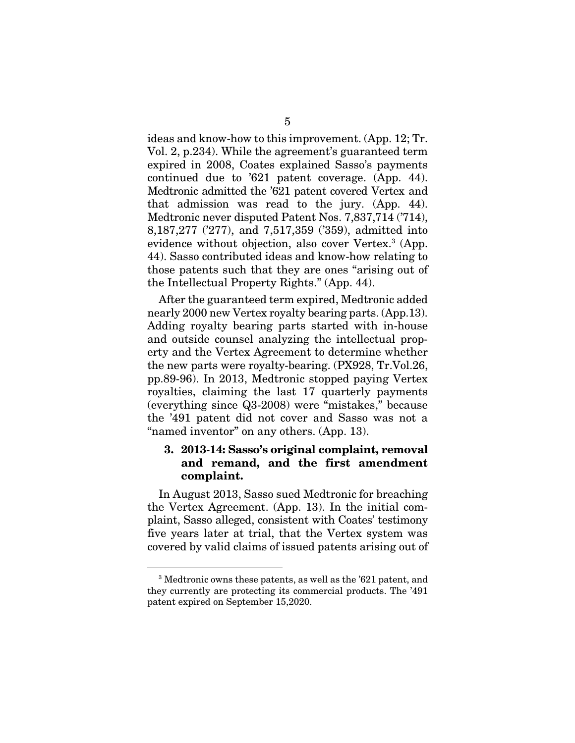ideas and know-how to this improvement. (App. 12; Tr. Vol. 2, p.234). While the agreement's guaranteed term expired in 2008, Coates explained Sasso's payments continued due to '621 patent coverage. (App. 44). Medtronic admitted the '621 patent covered Vertex and that admission was read to the jury. (App. 44). Medtronic never disputed Patent Nos. 7,837,714 ('714), 8,187,277 ('277), and 7,517,359 ('359), admitted into evidence without objection, also cover Vertex.[3] (App. 44). Sasso contributed ideas and know-how relating to those patents such that they are ones "arising out of the Intellectual Property Rights." (App. 44).

After the guaranteed term expired, Medtronic added nearly 2000 new Vertex royalty bearing parts. (App.13). Adding royalty bearing parts started with in-house and outside counsel analyzing the intellectual property and the Vertex Agreement to determine whether the new parts were royalty-bearing. (PX928, Tr.Vol.26, pp.89-96). In 2013, Medtronic stopped paying Vertex royalties, claiming the last 17 quarterly payments (everything since Q3-2008) were "mistakes," because the '491 patent did not cover and Sasso was not a "named inventor" on any others. (App. 13).

### 3. 2013-14: Sasso's original complaint, removal and remand, and the first amendment complaint.

In August 2013, Sasso sued Medtronic for breaching the Vertex Agreement. (App. 13). In the initial complaint, Sasso alleged, consistent with Coates' testimony five years later at trial, that the Vertex system was covered by valid claims of issued patents arising out of

---

[3] Medtronic owns these patents, as well as the '621 patent, and they currently are protecting its commercial products. The '491 patent expired on September 15,2020.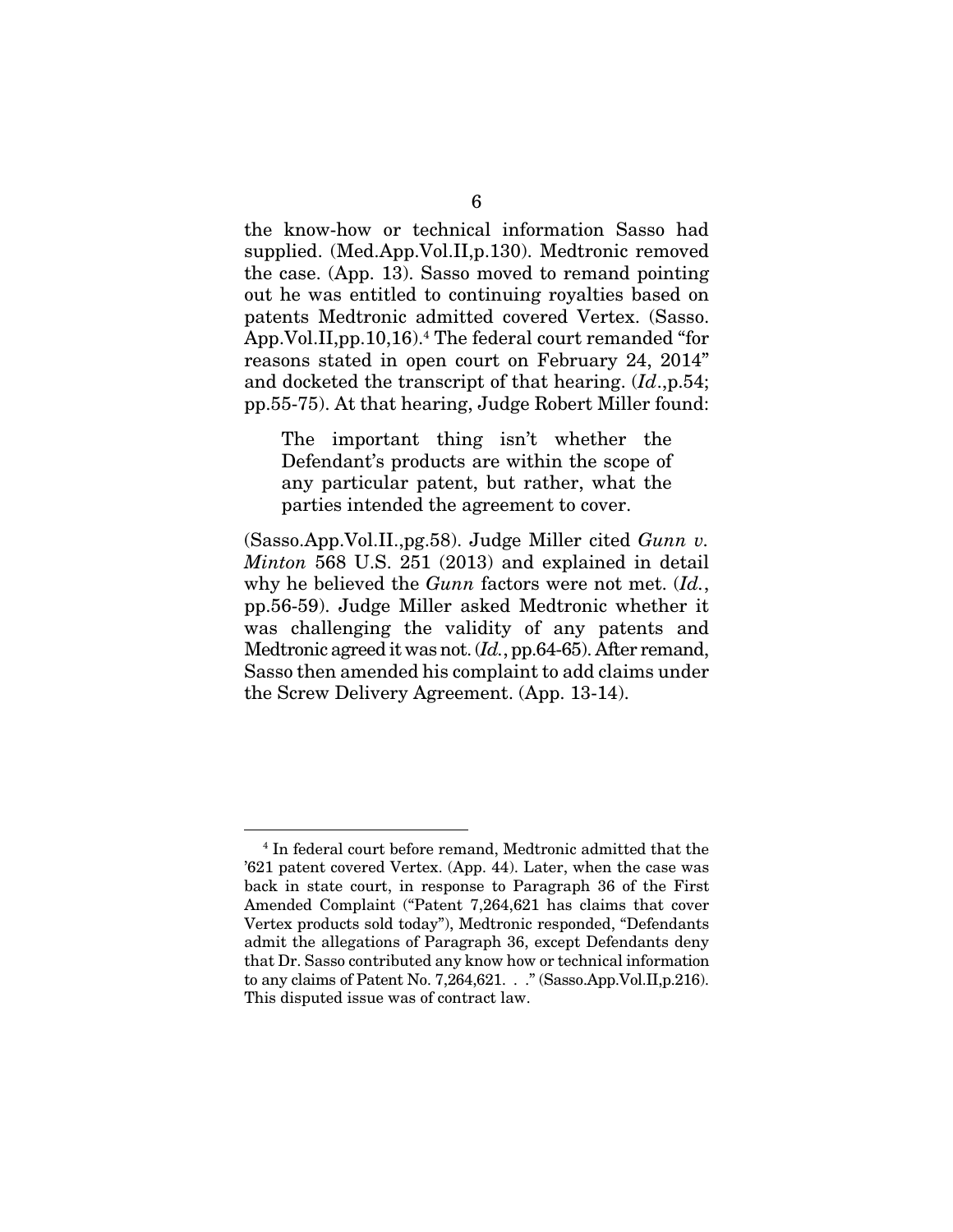the know-how or technical information Sasso had supplied. (Med.App.Vol.II,p.130). Medtronic removed the case. (App. 13). Sasso moved to remand pointing out he was entitled to continuing royalties based on patents Medtronic admitted covered Vertex. (Sasso. App.Vol.II,pp.10,16).[4] The federal court remanded "for reasons stated in open court on February 24, 2014" and docketed the transcript of that hearing. (*Id*.,p.54; pp.55-75). At that hearing, Judge Robert Miller found:

> The important thing isn't whether the Defendant's products are within the scope of any particular patent, but rather, what the parties intended the agreement to cover.

(Sasso.App.Vol.II.,pg.58). Judge Miller cited *Gunn v. Minton* 568 U.S. 251 (2013) and explained in detail why he believed the *Gunn* factors were not met. (*Id.*, pp.56-59). Judge Miller asked Medtronic whether it was challenging the validity of any patents and Medtronic agreed it was not. (*Id.*, pp.64-65). After remand, Sasso then amended his complaint to add claims under the Screw Delivery Agreement. (App. 13-14).

---

[4] In federal court before remand, Medtronic admitted that the '621 patent covered Vertex. (App. 44). Later, when the case was back in state court, in response to Paragraph 36 of the First Amended Complaint ("Patent 7,264,621 has claims that cover Vertex products sold today"), Medtronic responded, "Defendants admit the allegations of Paragraph 36, except Defendants deny that Dr. Sasso contributed any know how or technical information to any claims of Patent No. 7,264,621. . ." (Sasso.App.Vol.II,p.216). This disputed issue was of contract law.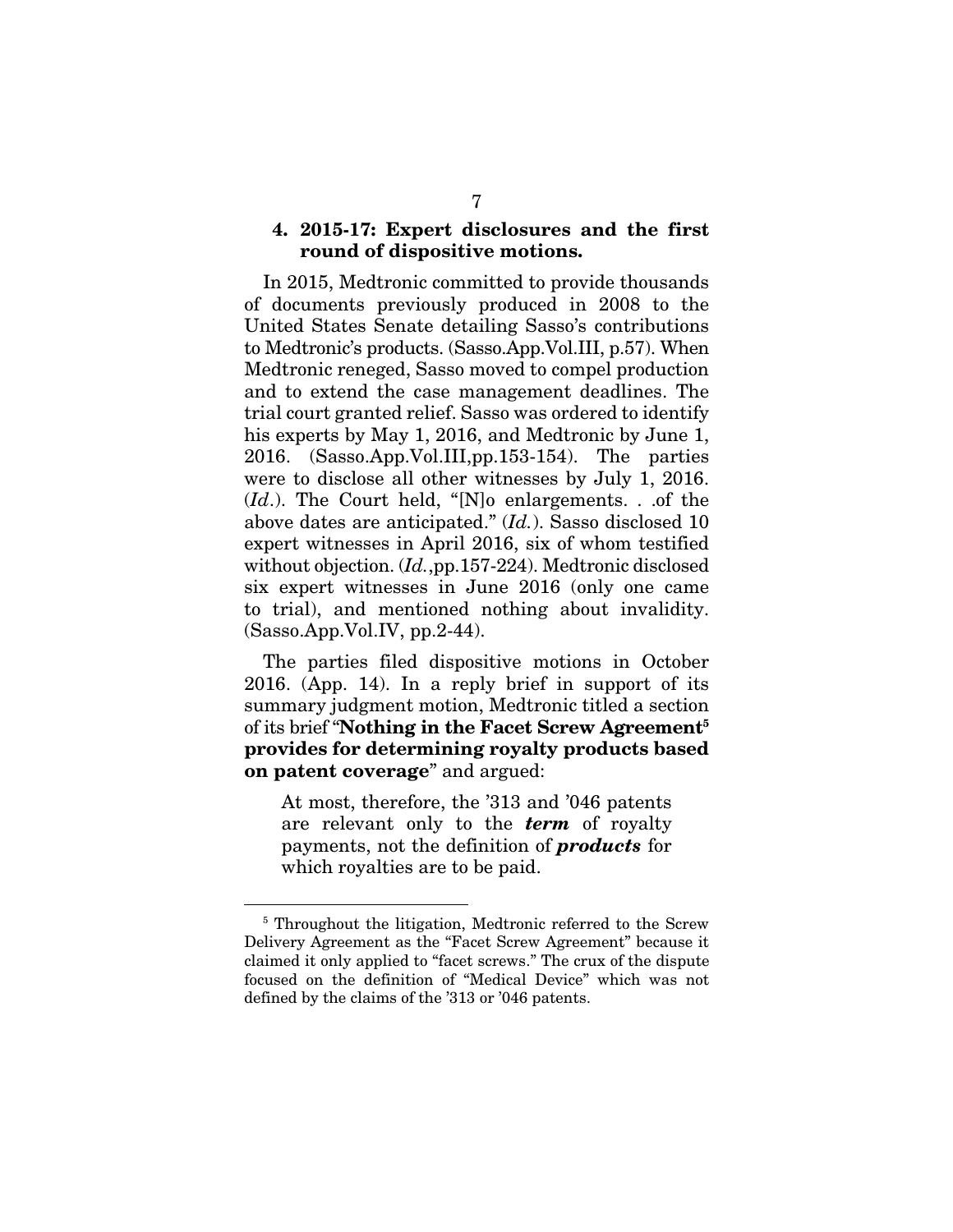### 4. 2015-17: Expert disclosures and the first round of dispositive motions.

In 2015, Medtronic committed to provide thousands of documents previously produced in 2008 to the United States Senate detailing Sasso's contributions to Medtronic's products. (Sasso.App.Vol.III, p.57). When Medtronic reneged, Sasso moved to compel production and to extend the case management deadlines. The trial court granted relief. Sasso was ordered to identify his experts by May 1, 2016, and Medtronic by June 1, 2016. (Sasso.App.Vol.III,pp.153-154). The parties were to disclose all other witnesses by July 1, 2016. (*Id*.). The Court held, "[N]o enlargements. . .of the above dates are anticipated." (*Id.*). Sasso disclosed 10 expert witnesses in April 2016, six of whom testified without objection. (*Id.*,pp.157-224). Medtronic disclosed six expert witnesses in June 2016 (only one came to trial), and mentioned nothing about invalidity. (Sasso.App.Vol.IV, pp.2-44).

The parties filed dispositive motions in October 2016. (App. 14). In a reply brief in support of its summary judgment motion, Medtronic titled a section of its brief "**Nothing in the Facet Screw Agreement[5] provides for determining royalty products based on patent coverage**" and argued:

> At most, therefore, the '313 and '046 patents are relevant only to the ***term*** of royalty payments, not the definition of ***products*** for which royalties are to be paid.

---

[5] Throughout the litigation, Medtronic referred to the Screw Delivery Agreement as the "Facet Screw Agreement" because it claimed it only applied to "facet screws." The crux of the dispute focused on the definition of "Medical Device" which was not defined by the claims of the '313 or '046 patents.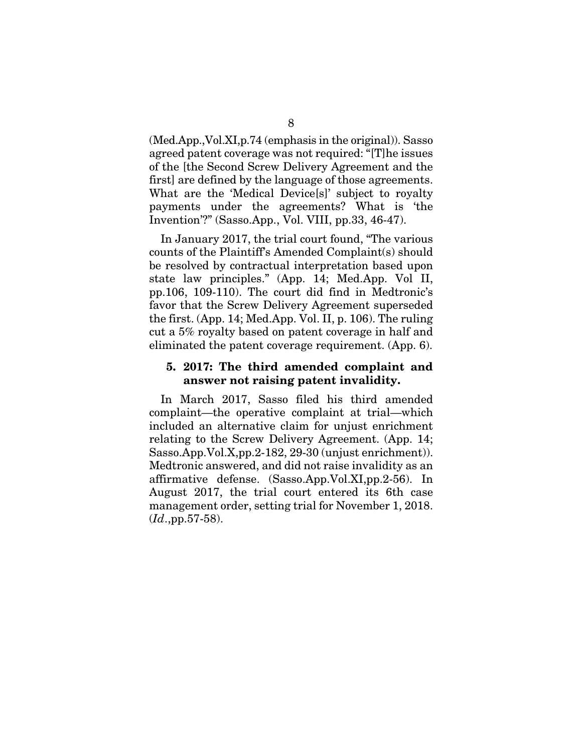(Med.App.,Vol.XI,p.74 (emphasis in the original)). Sasso agreed patent coverage was not required: "[T]he issues of the [the Second Screw Delivery Agreement and the first] are defined by the language of those agreements. What are the 'Medical Device[s]' subject to royalty payments under the agreements? What is 'the Invention'?" (Sasso.App., Vol. VIII, pp.33, 46-47).

In January 2017, the trial court found, "The various counts of the Plaintiff's Amended Complaint(s) should be resolved by contractual interpretation based upon state law principles." (App. 14; Med.App. Vol II, pp.106, 109-110). The court did find in Medtronic's favor that the Screw Delivery Agreement superseded the first. (App. 14; Med.App. Vol. II, p. 106). The ruling cut a 5% royalty based on patent coverage in half and eliminated the patent coverage requirement. (App. 6).

### 5. 2017: The third amended complaint and answer not raising patent invalidity.

In March 2017, Sasso filed his third amended complaint—the operative complaint at trial—which included an alternative claim for unjust enrichment relating to the Screw Delivery Agreement. (App. 14; Sasso.App.Vol.X,pp.2-182, 29-30 (unjust enrichment)). Medtronic answered, and did not raise invalidity as an affirmative defense. (Sasso.App.Vol.XI,pp.2-56). In August 2017, the trial court entered its 6th case management order, setting trial for November 1, 2018. (*Id*.,pp.57-58).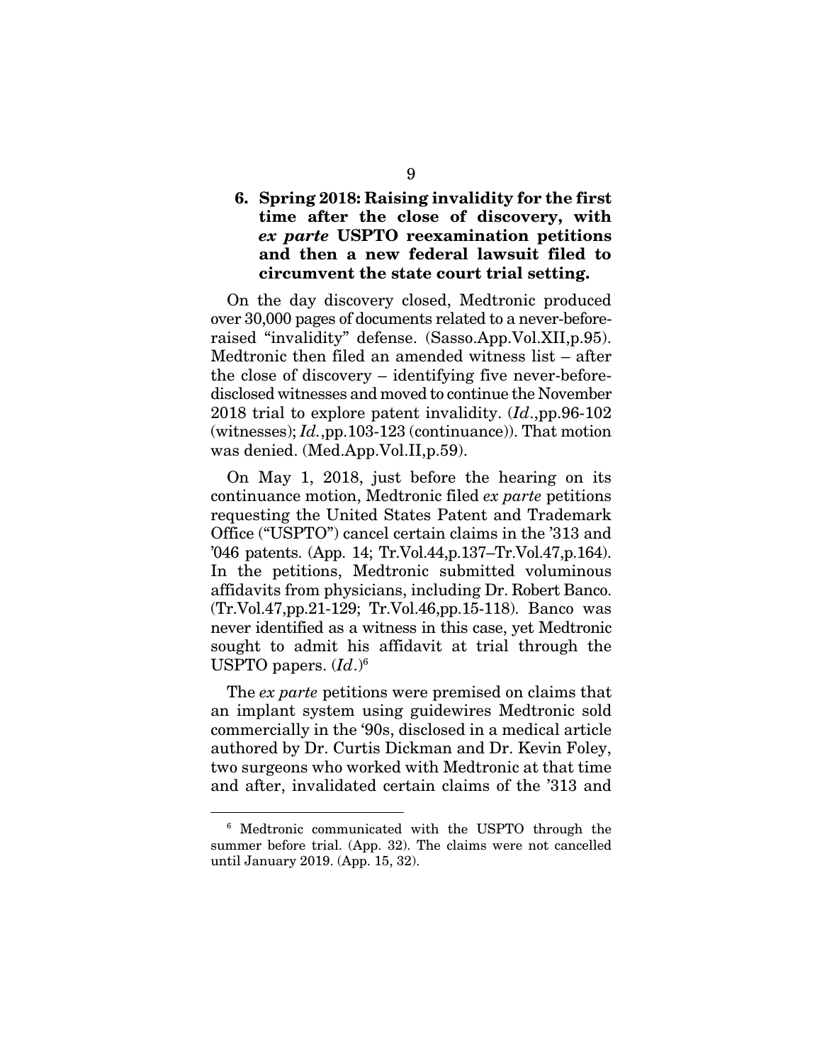### 6. Spring 2018: Raising invalidity for the first time after the close of discovery, with *ex parte* USPTO reexamination petitions and then a new federal lawsuit filed to circumvent the state court trial setting.

On the day discovery closed, Medtronic produced over 30,000 pages of documents related to a never-before-raised "invalidity" defense. (Sasso.App.Vol.XII,p.95). Medtronic then filed an amended witness list – after the close of discovery – identifying five never-before-disclosed witnesses and moved to continue the November 2018 trial to explore patent invalidity. (*Id*.,pp.96-102 (witnesses); *Id.*,pp.103-123 (continuance)). That motion was denied. (Med.App.Vol.II,p.59).

On May 1, 2018, just before the hearing on its continuance motion, Medtronic filed *ex parte* petitions requesting the United States Patent and Trademark Office ("USPTO") cancel certain claims in the '313 and '046 patents. (App. 14; Tr.Vol.44,p.137–Tr.Vol.47,p.164). In the petitions, Medtronic submitted voluminous affidavits from physicians, including Dr. Robert Banco. (Tr.Vol.47,pp.21-129; Tr.Vol.46,pp.15-118). Banco was never identified as a witness in this case, yet Medtronic sought to admit his affidavit at trial through the USPTO papers. (*Id*.)[6]

The *ex parte* petitions were premised on claims that an implant system using guidewires Medtronic sold commercially in the '90s, disclosed in a medical article authored by Dr. Curtis Dickman and Dr. Kevin Foley, two surgeons who worked with Medtronic at that time and after, invalidated certain claims of the '313 and

[6] Medtronic communicated with the USPTO through the summer before trial. (App. 32). The claims were not cancelled until January 2019. (App. 15, 32).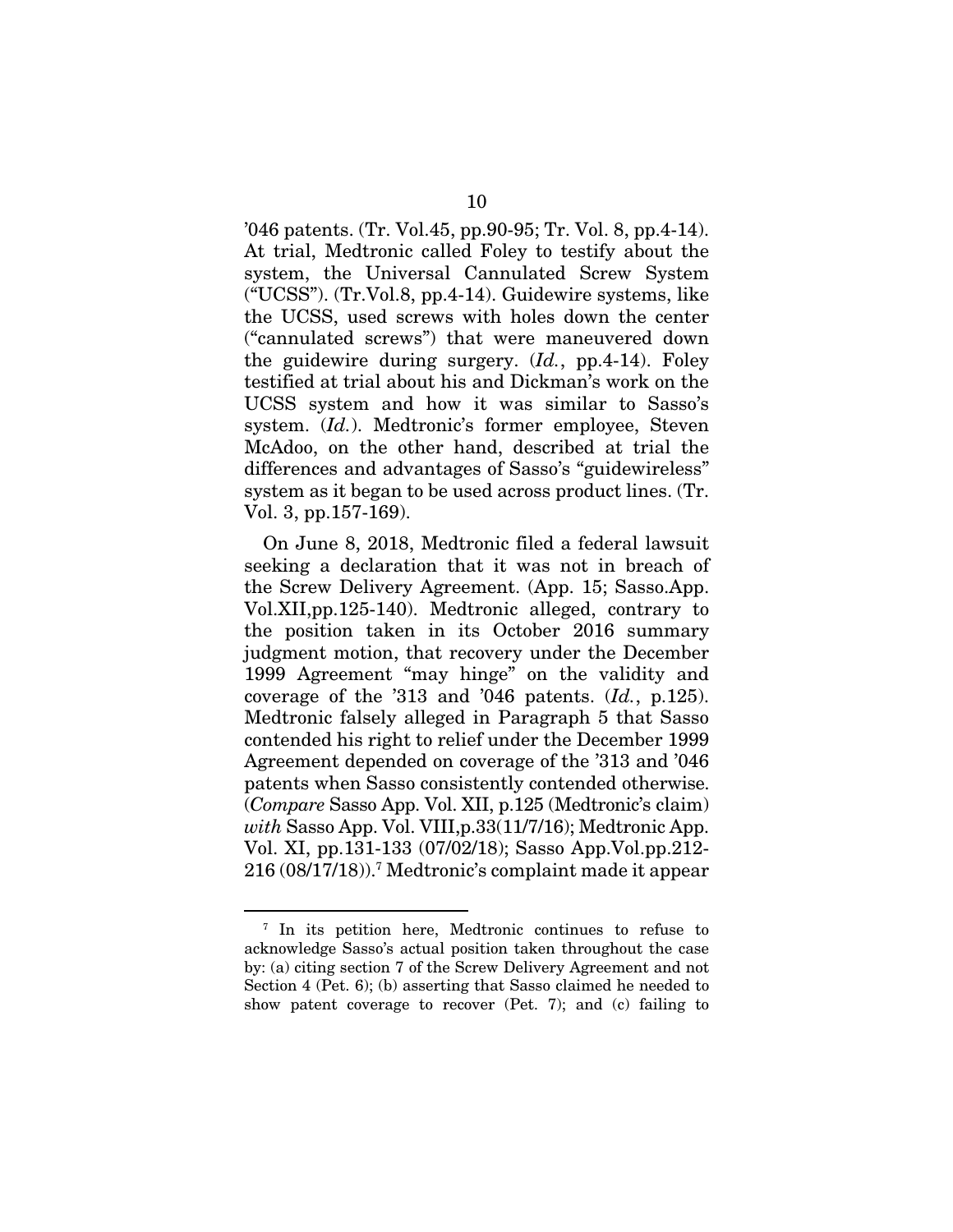'046 patents. (Tr. Vol.45, pp.90-95; Tr. Vol. 8, pp.4-14). At trial, Medtronic called Foley to testify about the system, the Universal Cannulated Screw System ("UCSS"). (Tr.Vol.8, pp.4-14). Guidewire systems, like the UCSS, used screws with holes down the center ("cannulated screws") that were maneuvered down the guidewire during surgery. (*Id.*, pp.4-14). Foley testified at trial about his and Dickman's work on the UCSS system and how it was similar to Sasso's system. (*Id.*). Medtronic's former employee, Steven McAdoo, on the other hand, described at trial the differences and advantages of Sasso's "guidewireless" system as it began to be used across product lines. (Tr. Vol. 3, pp.157-169).

On June 8, 2018, Medtronic filed a federal lawsuit seeking a declaration that it was not in breach of the Screw Delivery Agreement. (App. 15; Sasso.App. Vol.XII,pp.125-140). Medtronic alleged, contrary to the position taken in its October 2016 summary judgment motion, that recovery under the December 1999 Agreement "may hinge" on the validity and coverage of the '313 and '046 patents. (*Id.*, p.125). Medtronic falsely alleged in Paragraph 5 that Sasso contended his right to relief under the December 1999 Agreement depended on coverage of the '313 and '046 patents when Sasso consistently contended otherwise. (*Compare* Sasso App. Vol. XII, p.125 (Medtronic's claim) *with* Sasso App. Vol. VIII,p.33(11/7/16); Medtronic App. Vol. XI, pp.131-133 (07/02/18); Sasso App.Vol.pp.212-216 (08/17/18)).[7] Medtronic's complaint made it appear

[7] In its petition here, Medtronic continues to refuse to acknowledge Sasso's actual position taken throughout the case by: (a) citing section 7 of the Screw Delivery Agreement and not Section 4 (Pet. 6); (b) asserting that Sasso claimed he needed to show patent coverage to recover (Pet. 7); and (c) failing to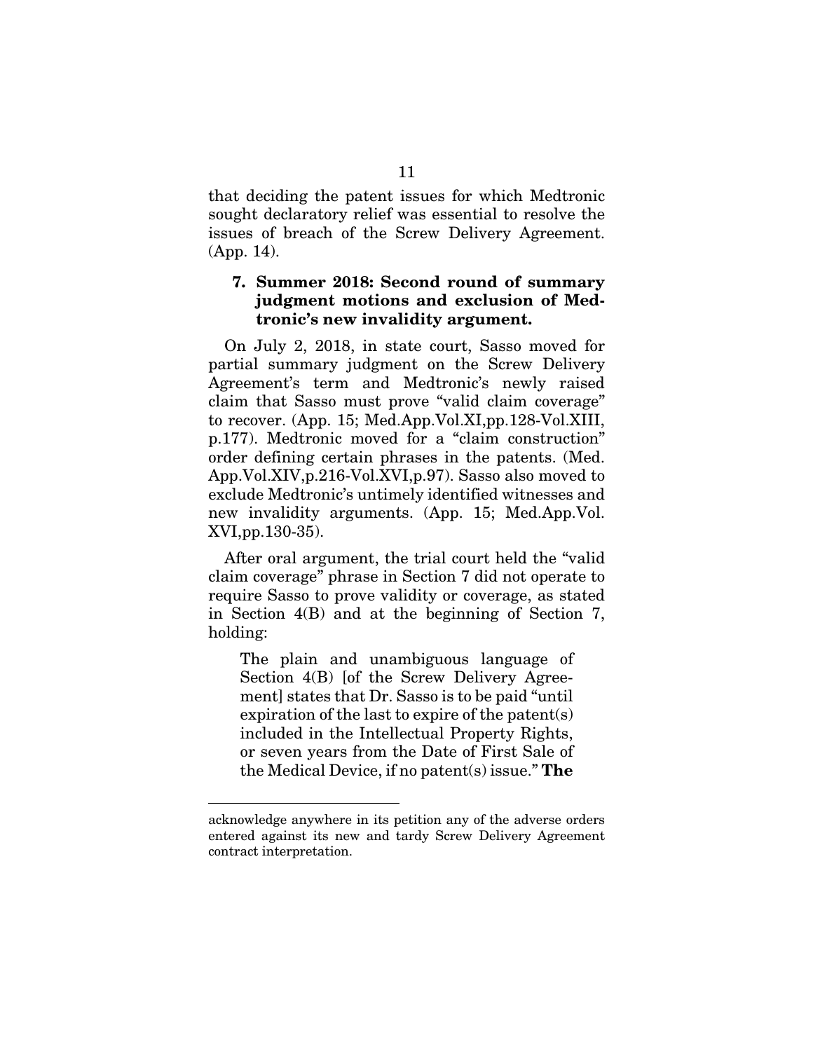that deciding the patent issues for which Medtronic sought declaratory relief was essential to resolve the issues of breach of the Screw Delivery Agreement. (App. 14).

### 7. Summer 2018: Second round of summary judgment motions and exclusion of Medtronic's new invalidity argument.

On July 2, 2018, in state court, Sasso moved for partial summary judgment on the Screw Delivery Agreement's term and Medtronic's newly raised claim that Sasso must prove "valid claim coverage" to recover. (App. 15; Med.App.Vol.XI,pp.128-Vol.XIII, p.177). Medtronic moved for a "claim construction" order defining certain phrases in the patents. (Med. App.Vol.XIV,p.216-Vol.XVI,p.97). Sasso also moved to exclude Medtronic's untimely identified witnesses and new invalidity arguments. (App. 15; Med.App.Vol. XVI,pp.130-35).

After oral argument, the trial court held the "valid claim coverage" phrase in Section 7 did not operate to require Sasso to prove validity or coverage, as stated in Section 4(B) and at the beginning of Section 7, holding:

> The plain and unambiguous language of Section 4(B) [of the Screw Delivery Agreement] states that Dr. Sasso is to be paid "until expiration of the last to expire of the patent(s) included in the Intellectual Property Rights, or seven years from the Date of First Sale of the Medical Device, if no patent(s) issue." **The**

---

acknowledge anywhere in its petition any of the adverse orders entered against its new and tardy Screw Delivery Agreement contract interpretation.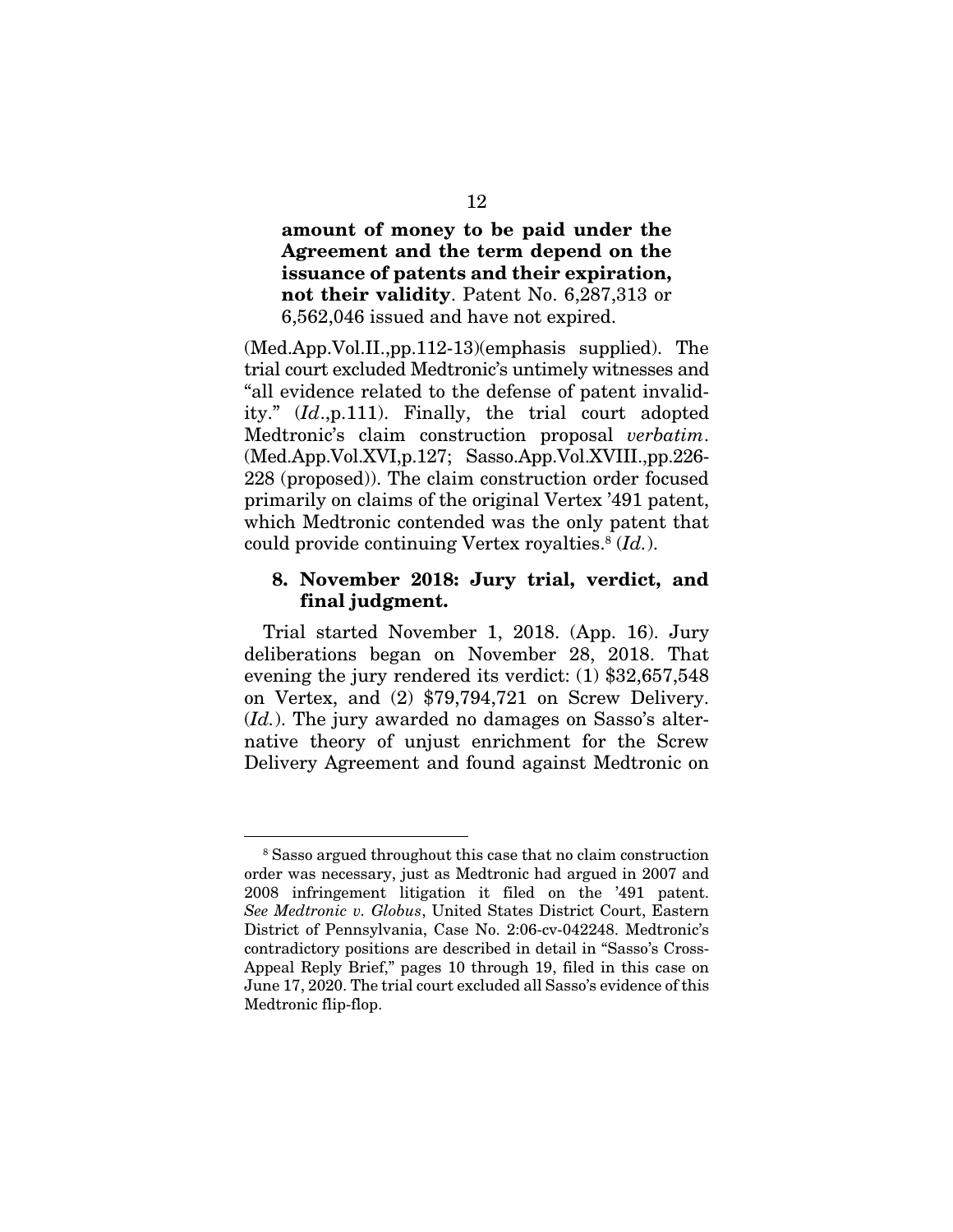**amount of money to be paid under the Agreement and the term depend on the issuance of patents and their expiration, not their validity**. Patent No. 6,287,313 or 6,562,046 issued and have not expired.

(Med.App.Vol.II.,pp.112-13)(emphasis supplied). The trial court excluded Medtronic's untimely witnesses and "all evidence related to the defense of patent invalidity." (*Id*.,p.111). Finally, the trial court adopted Medtronic's claim construction proposal *verbatim*. (Med.App.Vol.XVI,p.127; Sasso.App.Vol.XVIII.,pp.226-228 (proposed)). The claim construction order focused primarily on claims of the original Vertex '491 patent, which Medtronic contended was the only patent that could provide continuing Vertex royalties.[8] (*Id.*).

### 8. November 2018: Jury trial, verdict, and final judgment.

Trial started November 1, 2018. (App. 16). Jury deliberations began on November 28, 2018. That evening the jury rendered its verdict: (1) $32,657,548 on Vertex, and (2) $79,794,721 on Screw Delivery. (*Id.*). The jury awarded no damages on Sasso's alternative theory of unjust enrichment for the Screw Delivery Agreement and found against Medtronic on

[8] Sasso argued throughout this case that no claim construction order was necessary, just as Medtronic had argued in 2007 and 2008 infringement litigation it filed on the '491 patent. *See Medtronic v. Globus*, United States District Court, Eastern District of Pennsylvania, Case No. 2:06-cv-042248. Medtronic's contradictory positions are described in detail in "Sasso's Cross-Appeal Reply Brief," pages 10 through 19, filed in this case on June 17, 2020. The trial court excluded all Sasso's evidence of this Medtronic flip-flop.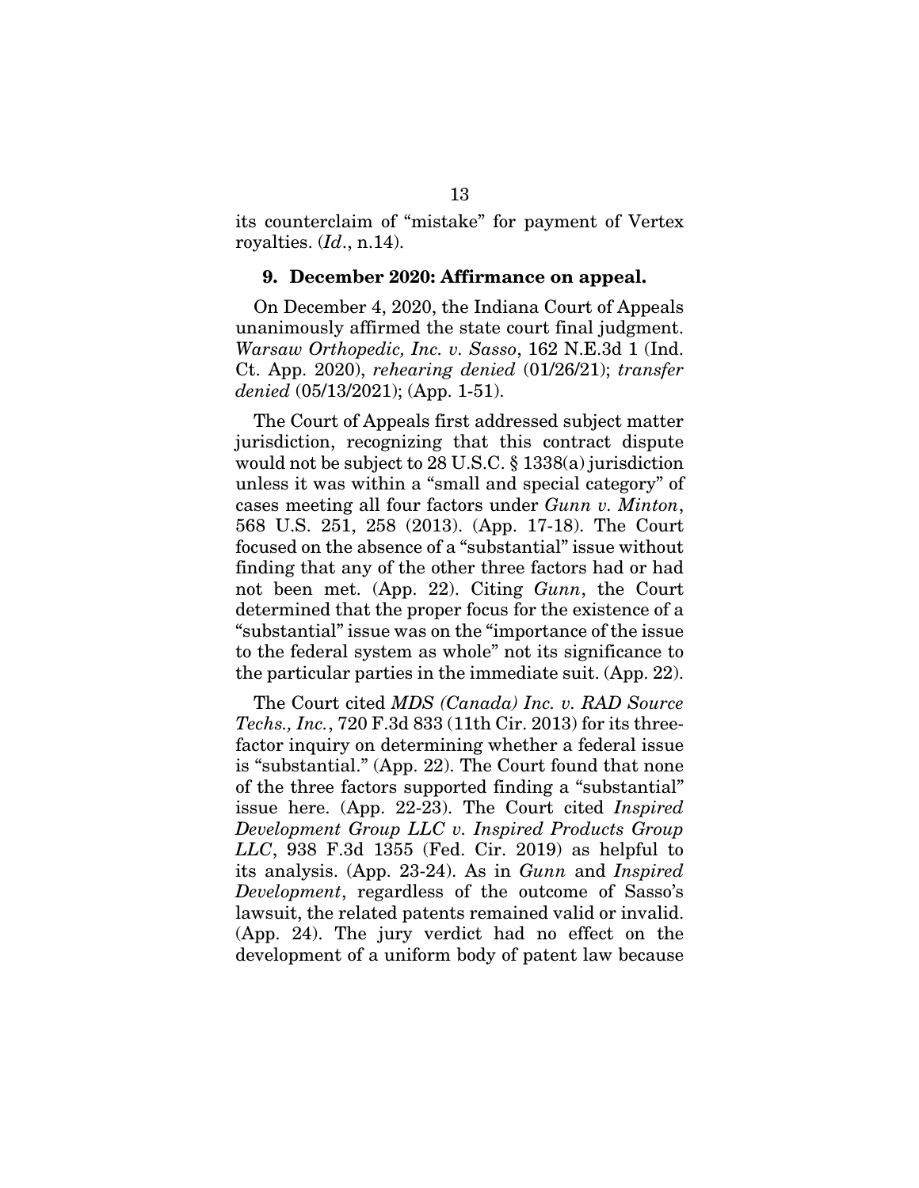its counterclaim of "mistake" for payment of Vertex royalties. (*Id*., n.14).

### 9. December 2020: Affirmance on appeal.

On December 4, 2020, the Indiana Court of Appeals unanimously affirmed the state court final judgment. *Warsaw Orthopedic, Inc. v. Sasso*, 162 N.E.3d 1 (Ind. Ct. App. 2020), *rehearing denied* (01/26/21); *transfer denied* (05/13/2021); (App. 1-51).

The Court of Appeals first addressed subject matter jurisdiction, recognizing that this contract dispute would not be subject to 28 U.S.C. § 1338(a) jurisdiction unless it was within a "small and special category" of cases meeting all four factors under *Gunn v. Minton*, 568 U.S. 251, 258 (2013). (App. 17-18). The Court focused on the absence of a "substantial" issue without finding that any of the other three factors had or had not been met. (App. 22). Citing *Gunn*, the Court determined that the proper focus for the existence of a "substantial" issue was on the "importance of the issue to the federal system as whole" not its significance to the particular parties in the immediate suit. (App. 22).

The Court cited *MDS (Canada) Inc. v. RAD Source Techs., Inc.*, 720 F.3d 833 (11th Cir. 2013) for its three-factor inquiry on determining whether a federal issue is "substantial." (App. 22). The Court found that none of the three factors supported finding a "substantial" issue here. (App. 22-23). The Court cited *Inspired Development Group LLC v. Inspired Products Group LLC*, 938 F.3d 1355 (Fed. Cir. 2019) as helpful to its analysis. (App. 23-24). As in *Gunn* and *Inspired Development*, regardless of the outcome of Sasso's lawsuit, the related patents remained valid or invalid. (App. 24). The jury verdict had no effect on the development of a uniform body of patent law because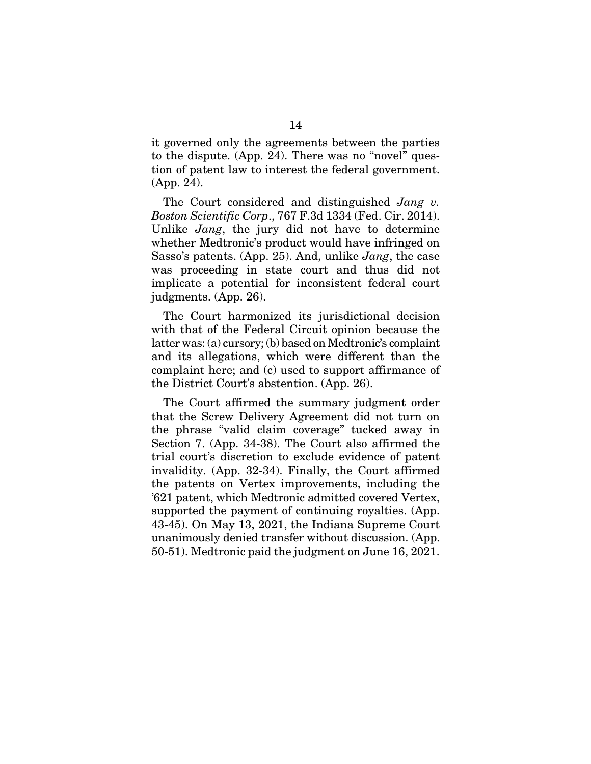it governed only the agreements between the parties to the dispute. (App. 24). There was no "novel" question of patent law to interest the federal government. (App. 24).

The Court considered and distinguished *Jang v. Boston Scientific Corp*., 767 F.3d 1334 (Fed. Cir. 2014). Unlike *Jang*, the jury did not have to determine whether Medtronic's product would have infringed on Sasso's patents. (App. 25). And, unlike *Jang*, the case was proceeding in state court and thus did not implicate a potential for inconsistent federal court judgments. (App. 26).

The Court harmonized its jurisdictional decision with that of the Federal Circuit opinion because the latter was: (a) cursory; (b) based on Medtronic's complaint and its allegations, which were different than the complaint here; and (c) used to support affirmance of the District Court's abstention. (App. 26).

The Court affirmed the summary judgment order that the Screw Delivery Agreement did not turn on the phrase "valid claim coverage" tucked away in Section 7. (App. 34-38). The Court also affirmed the trial court's discretion to exclude evidence of patent invalidity. (App. 32-34). Finally, the Court affirmed the patents on Vertex improvements, including the '621 patent, which Medtronic admitted covered Vertex, supported the payment of continuing royalties. (App. 43-45). On May 13, 2021, the Indiana Supreme Court unanimously denied transfer without discussion. (App. 50-51). Medtronic paid the judgment on June 16, 2021.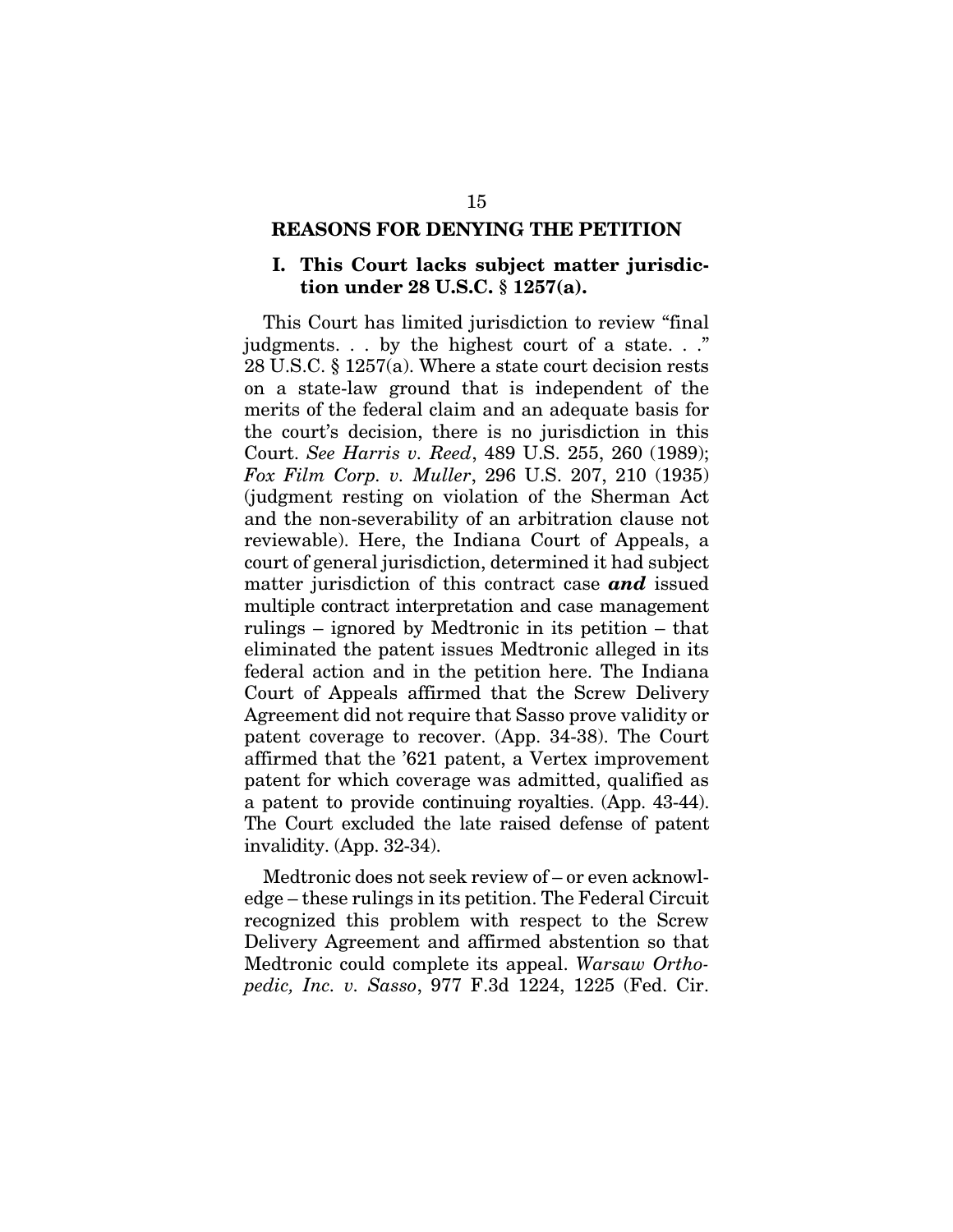## REASONS FOR DENYING THE PETITION

### I. This Court lacks subject matter jurisdiction under 28 U.S.C. § 1257(a).

This Court has limited jurisdiction to review "final judgments. . . by the highest court of a state. . ." 28 U.S.C. § 1257(a). Where a state court decision rests on a state-law ground that is independent of the merits of the federal claim and an adequate basis for the court's decision, there is no jurisdiction in this Court. *See Harris v. Reed*, 489 U.S. 255, 260 (1989); *Fox Film Corp. v. Muller*, 296 U.S. 207, 210 (1935) (judgment resting on violation of the Sherman Act and the non-severability of an arbitration clause not reviewable). Here, the Indiana Court of Appeals, a court of general jurisdiction, determined it had subject matter jurisdiction of this contract case ***and*** issued multiple contract interpretation and case management rulings – ignored by Medtronic in its petition – that eliminated the patent issues Medtronic alleged in its federal action and in the petition here. The Indiana Court of Appeals affirmed that the Screw Delivery Agreement did not require that Sasso prove validity or patent coverage to recover. (App. 34-38). The Court affirmed that the '621 patent, a Vertex improvement patent for which coverage was admitted, qualified as a patent to provide continuing royalties. (App. 43-44). The Court excluded the late raised defense of patent invalidity. (App. 32-34).

Medtronic does not seek review of – or even acknowledge – these rulings in its petition. The Federal Circuit recognized this problem with respect to the Screw Delivery Agreement and affirmed abstention so that Medtronic could complete its appeal. *Warsaw Orthopedic, Inc. v. Sasso*, 977 F.3d 1224, 1225 (Fed. Cir.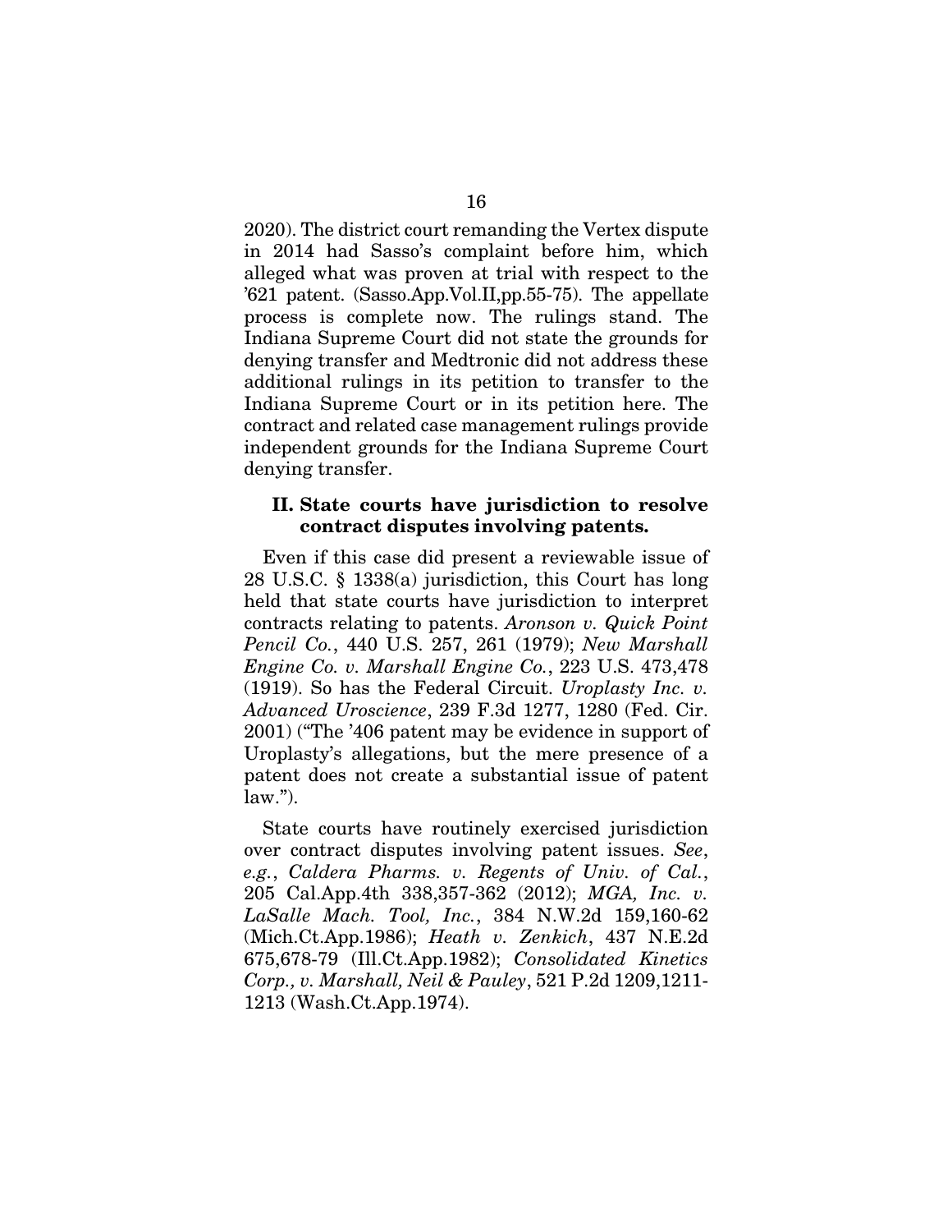2020). The district court remanding the Vertex dispute in 2014 had Sasso's complaint before him, which alleged what was proven at trial with respect to the '621 patent. (Sasso.App.Vol.II,pp.55-75). The appellate process is complete now. The rulings stand. The Indiana Supreme Court did not state the grounds for denying transfer and Medtronic did not address these additional rulings in its petition to transfer to the Indiana Supreme Court or in its petition here. The contract and related case management rulings provide independent grounds for the Indiana Supreme Court denying transfer.

### II. State courts have jurisdiction to resolve contract disputes involving patents.

Even if this case did present a reviewable issue of 28 U.S.C. § 1338(a) jurisdiction, this Court has long held that state courts have jurisdiction to interpret contracts relating to patents. *Aronson v. Quick Point Pencil Co.*, 440 U.S. 257, 261 (1979); *New Marshall Engine Co. v. Marshall Engine Co.*, 223 U.S. 473,478 (1919). So has the Federal Circuit. *Uroplasty Inc. v. Advanced Uroscience*, 239 F.3d 1277, 1280 (Fed. Cir. 2001) ("The '406 patent may be evidence in support of Uroplasty's allegations, but the mere presence of a patent does not create a substantial issue of patent law.").

State courts have routinely exercised jurisdiction over contract disputes involving patent issues. *See*, *e.g.*, *Caldera Pharms. v. Regents of Univ. of Cal.*, 205 Cal.App.4th 338,357-362 (2012); *MGA, Inc. v. LaSalle Mach. Tool, Inc.*, 384 N.W.2d 159,160-62 (Mich.Ct.App.1986); *Heath v. Zenkich*, 437 N.E.2d 675,678-79 (Ill.Ct.App.1982); *Consolidated Kinetics Corp., v. Marshall, Neil & Pauley*, 521 P.2d 1209,1211-1213 (Wash.Ct.App.1974).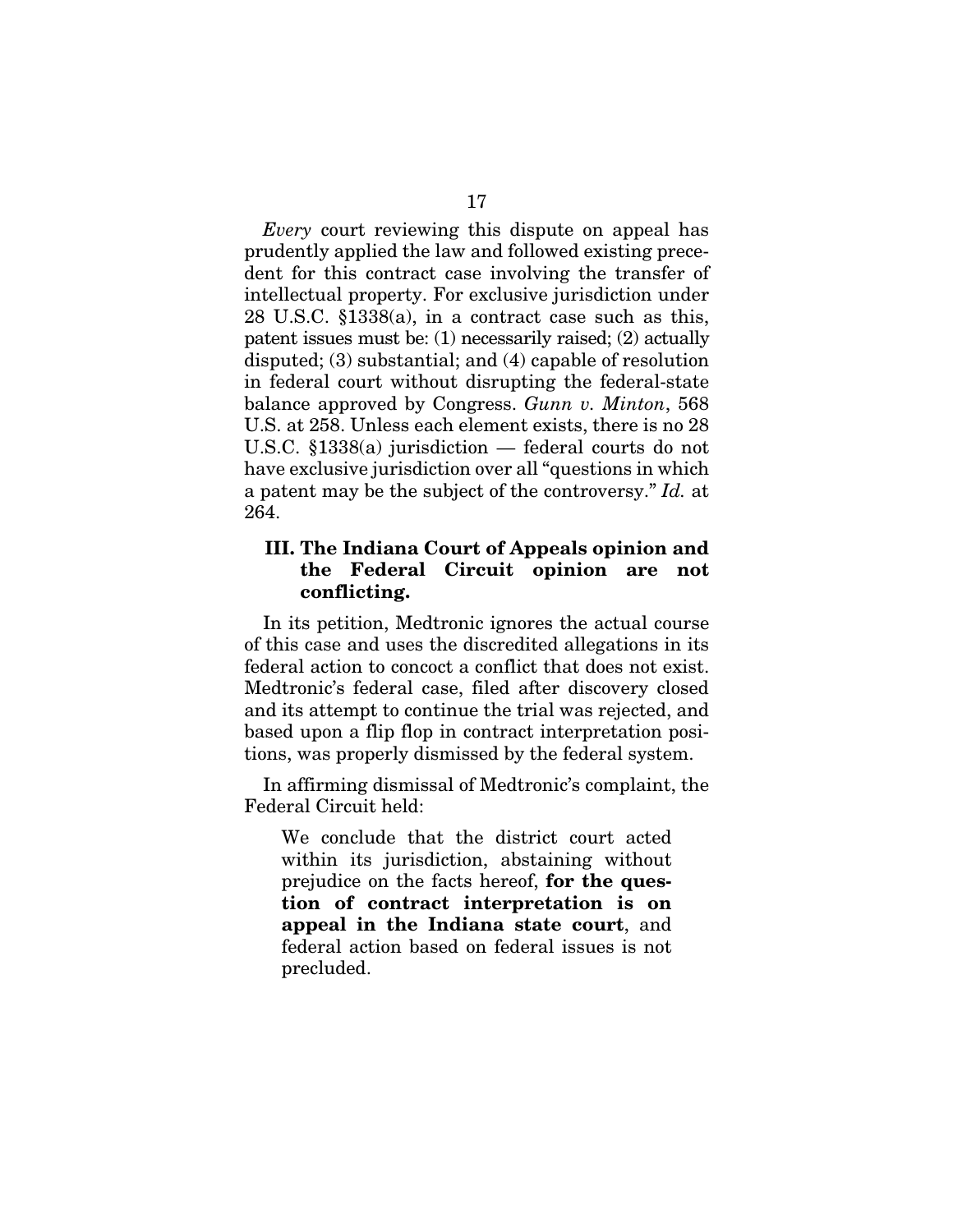*Every* court reviewing this dispute on appeal has prudently applied the law and followed existing precedent for this contract case involving the transfer of intellectual property. For exclusive jurisdiction under 28 U.S.C. §1338(a), in a contract case such as this, patent issues must be: (1) necessarily raised; (2) actually disputed; (3) substantial; and (4) capable of resolution in federal court without disrupting the federal-state balance approved by Congress. *Gunn v. Minton*, 568 U.S. at 258. Unless each element exists, there is no 28 U.S.C. §1338(a) jurisdiction — federal courts do not have exclusive jurisdiction over all "questions in which a patent may be the subject of the controversy." *Id.* at 264.

### III. The Indiana Court of Appeals opinion and the Federal Circuit opinion are not conflicting.

In its petition, Medtronic ignores the actual course of this case and uses the discredited allegations in its federal action to concoct a conflict that does not exist. Medtronic's federal case, filed after discovery closed and its attempt to continue the trial was rejected, and based upon a flip flop in contract interpretation positions, was properly dismissed by the federal system.

In affirming dismissal of Medtronic's complaint, the Federal Circuit held:

> We conclude that the district court acted within its jurisdiction, abstaining without prejudice on the facts hereof, **for the question of contract interpretation is on appeal in the Indiana state court**, and federal action based on federal issues is not precluded.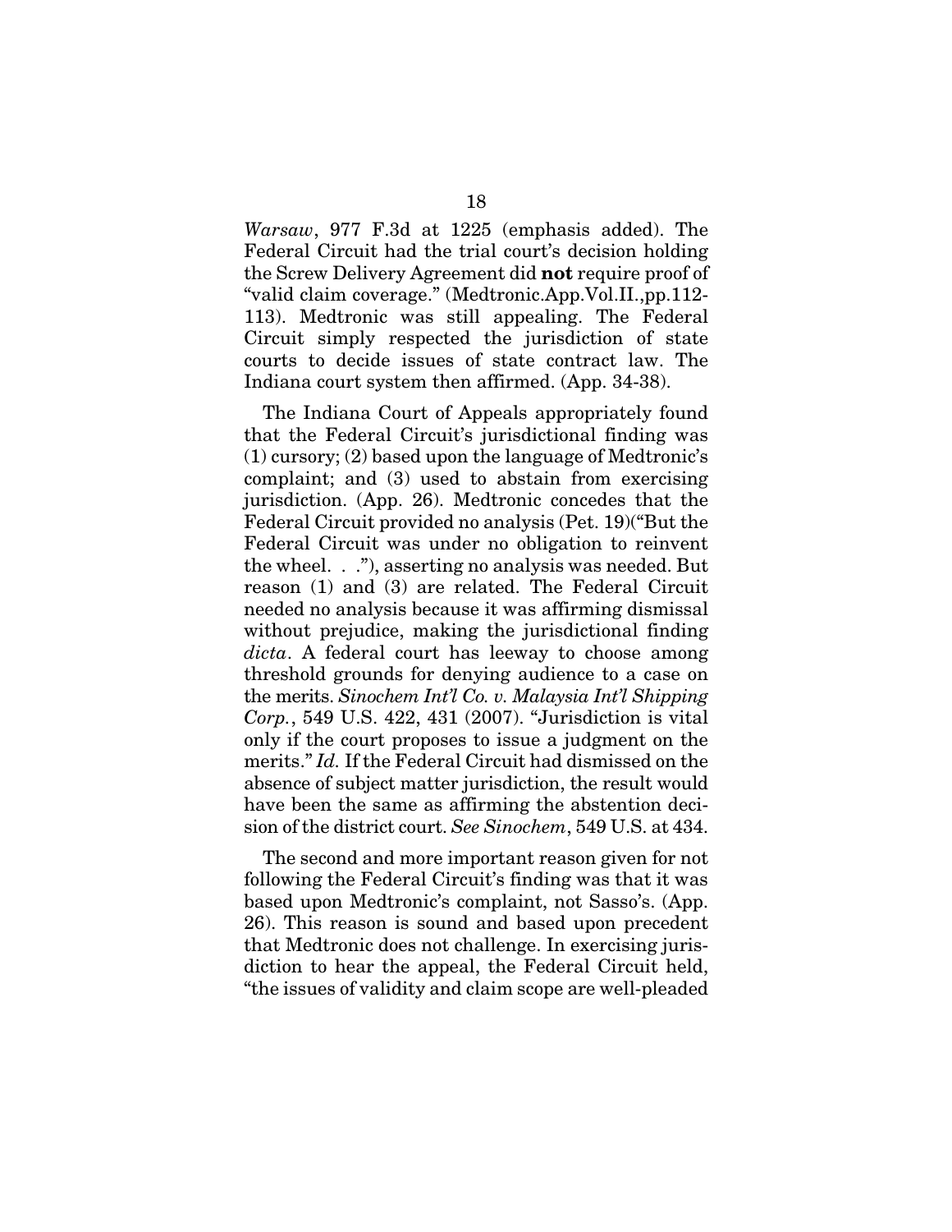*Warsaw*, 977 F.3d at 1225 (emphasis added). The Federal Circuit had the trial court's decision holding the Screw Delivery Agreement did **not** require proof of "valid claim coverage." (Medtronic.App.Vol.II.,pp.112-113). Medtronic was still appealing. The Federal Circuit simply respected the jurisdiction of state courts to decide issues of state contract law. The Indiana court system then affirmed. (App. 34-38).

The Indiana Court of Appeals appropriately found that the Federal Circuit's jurisdictional finding was (1) cursory; (2) based upon the language of Medtronic's complaint; and (3) used to abstain from exercising jurisdiction. (App. 26). Medtronic concedes that the Federal Circuit provided no analysis (Pet. 19)("But the Federal Circuit was under no obligation to reinvent the wheel. . ."), asserting no analysis was needed. But reason (1) and (3) are related. The Federal Circuit needed no analysis because it was affirming dismissal without prejudice, making the jurisdictional finding *dicta*. A federal court has leeway to choose among threshold grounds for denying audience to a case on the merits. *Sinochem Int'l Co. v. Malaysia Int'l Shipping Corp.*, 549 U.S. 422, 431 (2007). "Jurisdiction is vital only if the court proposes to issue a judgment on the merits." *Id.* If the Federal Circuit had dismissed on the absence of subject matter jurisdiction, the result would have been the same as affirming the abstention decision of the district court. *See Sinochem*, 549 U.S. at 434.

The second and more important reason given for not following the Federal Circuit's finding was that it was based upon Medtronic's complaint, not Sasso's. (App. 26). This reason is sound and based upon precedent that Medtronic does not challenge. In exercising jurisdiction to hear the appeal, the Federal Circuit held, "the issues of validity and claim scope are well-pleaded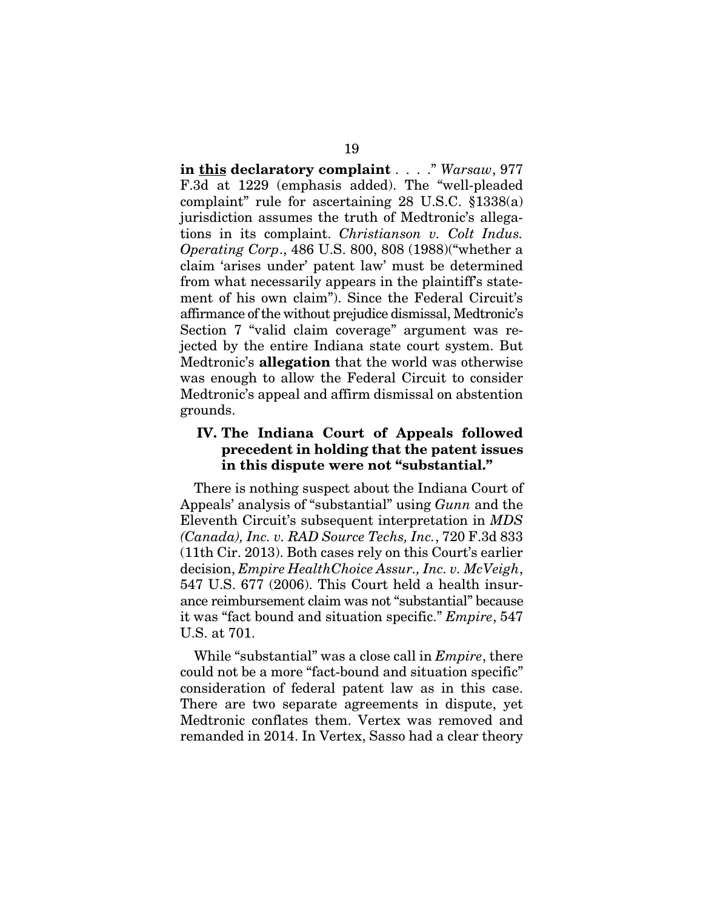**in <u>this</u> declaratory complaint** . . . ." *Warsaw*, 977 F.3d at 1229 (emphasis added). The "well-pleaded complaint" rule for ascertaining 28 U.S.C. §1338(a) jurisdiction assumes the truth of Medtronic's allegations in its complaint. *Christianson v. Colt Indus. Operating Corp*., 486 U.S. 800, 808 (1988)("whether a claim 'arises under' patent law' must be determined from what necessarily appears in the plaintiff's statement of his own claim"). Since the Federal Circuit's affirmance of the without prejudice dismissal, Medtronic's Section 7 "valid claim coverage" argument was rejected by the entire Indiana state court system. But Medtronic's **allegation** that the world was otherwise was enough to allow the Federal Circuit to consider Medtronic's appeal and affirm dismissal on abstention grounds.

## IV. The Indiana Court of Appeals followed precedent in holding that the patent issues in this dispute were not "substantial."

There is nothing suspect about the Indiana Court of Appeals' analysis of "substantial" using *Gunn* and the Eleventh Circuit's subsequent interpretation in *MDS (Canada), Inc. v. RAD Source Techs, Inc.*, 720 F.3d 833 (11th Cir. 2013). Both cases rely on this Court's earlier decision, *Empire HealthChoice Assur., Inc. v. McVeigh*, 547 U.S. 677 (2006). This Court held a health insurance reimbursement claim was not "substantial" because it was "fact bound and situation specific." *Empire*, 547 U.S. at 701.

While "substantial" was a close call in *Empire*, there could not be a more "fact-bound and situation specific" consideration of federal patent law as in this case. There are two separate agreements in dispute, yet Medtronic conflates them. Vertex was removed and remanded in 2014. In Vertex, Sasso had a clear theory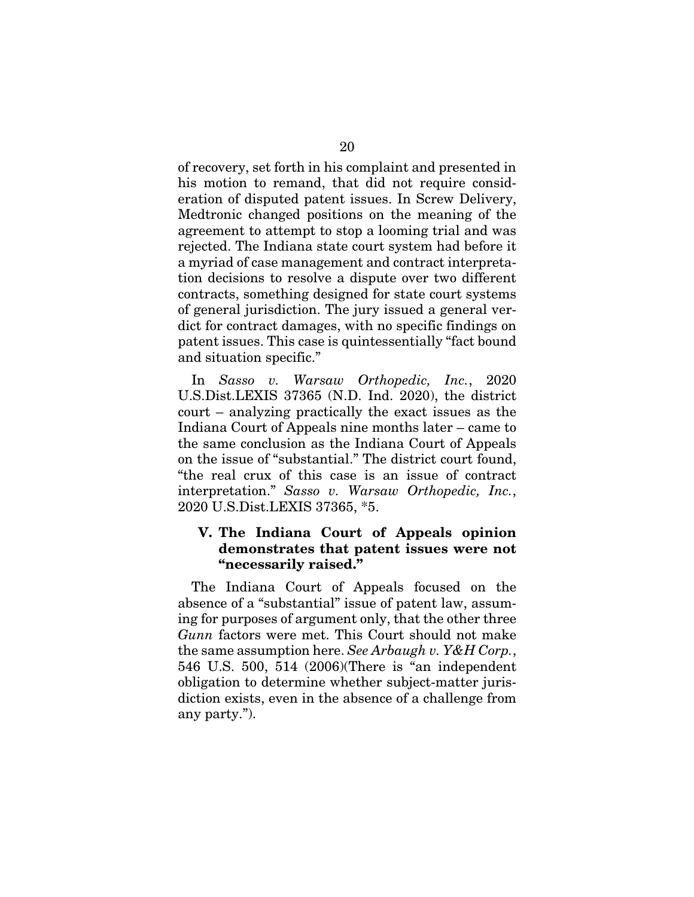of recovery, set forth in his complaint and presented in his motion to remand, that did not require consideration of disputed patent issues. In Screw Delivery, Medtronic changed positions on the meaning of the agreement to attempt to stop a looming trial and was rejected. The Indiana state court system had before it a myriad of case management and contract interpretation decisions to resolve a dispute over two different contracts, something designed for state court systems of general jurisdiction. The jury issued a general verdict for contract damages, with no specific findings on patent issues. This case is quintessentially "fact bound and situation specific."

In *Sasso v. Warsaw Orthopedic, Inc.*, 2020 U.S.Dist.LEXIS 37365 (N.D. Ind. 2020), the district court – analyzing practically the exact issues as the Indiana Court of Appeals nine months later – came to the same conclusion as the Indiana Court of Appeals on the issue of "substantial." The district court found, "the real crux of this case is an issue of contract interpretation." *Sasso v. Warsaw Orthopedic, Inc.*, 2020 U.S.Dist.LEXIS 37365, *5.

### V. The Indiana Court of Appeals opinion demonstrates that patent issues were not "necessarily raised."

The Indiana Court of Appeals focused on the absence of a "substantial" issue of patent law, assuming for purposes of argument only, that the other three *Gunn* factors were met. This Court should not make the same assumption here. *See Arbaugh v. Y&H Corp.*, 546 U.S. 500, 514 (2006)(There is "an independent obligation to determine whether subject-matter jurisdiction exists, even in the absence of a challenge from any party.").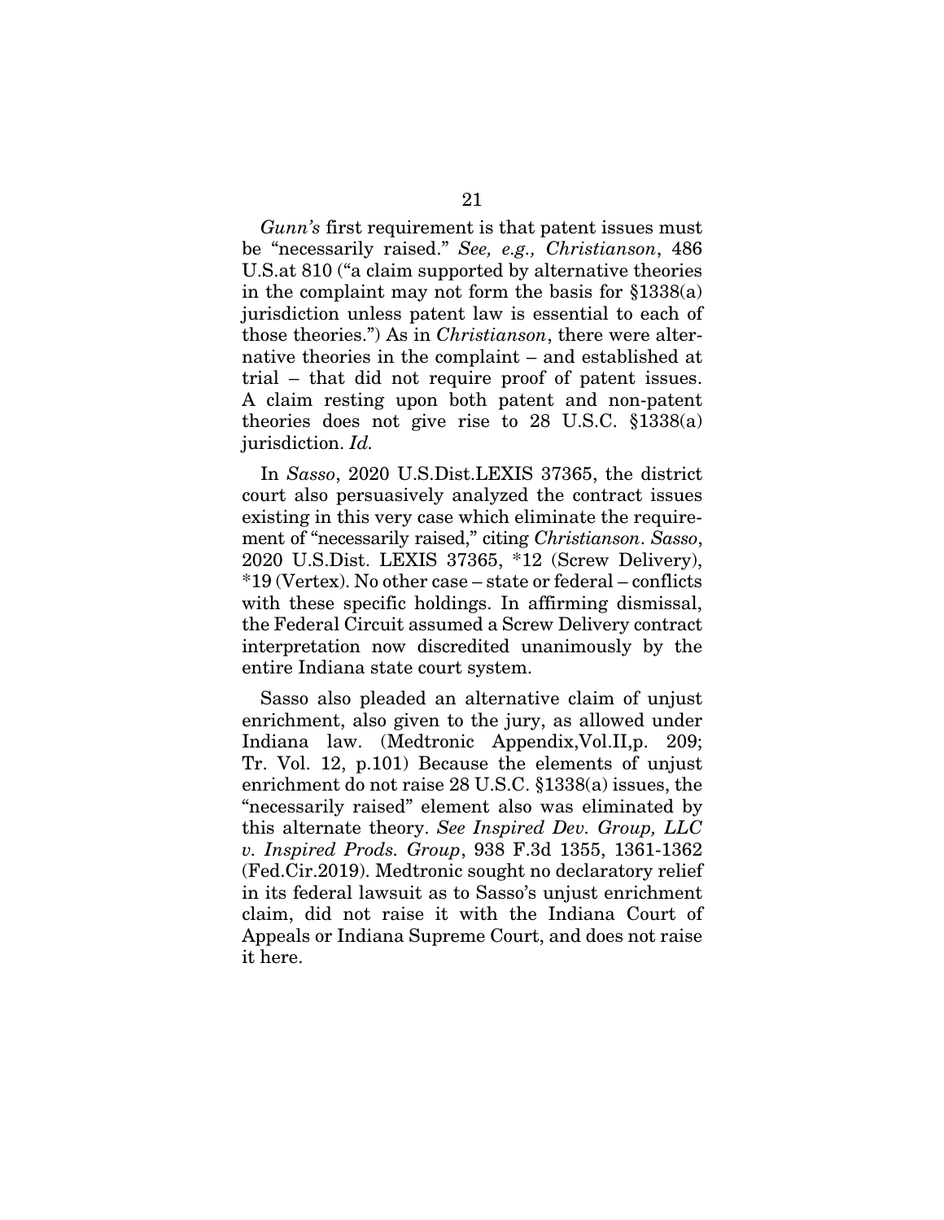*Gunn's* first requirement is that patent issues must be "necessarily raised." *See, e.g., Christianson*, 486 U.S.at 810 ("a claim supported by alternative theories in the complaint may not form the basis for §1338(a) jurisdiction unless patent law is essential to each of those theories.") As in *Christianson*, there were alternative theories in the complaint – and established at trial – that did not require proof of patent issues. A claim resting upon both patent and non-patent theories does not give rise to 28 U.S.C. §1338(a) jurisdiction. *Id.*

In *Sasso*, 2020 U.S.Dist.LEXIS 37365, the district court also persuasively analyzed the contract issues existing in this very case which eliminate the requirement of "necessarily raised," citing *Christianson*. *Sasso*, 2020 U.S.Dist. LEXIS 37365, *12 (Screw Delivery), *19 (Vertex). No other case – state or federal – conflicts with these specific holdings. In affirming dismissal, the Federal Circuit assumed a Screw Delivery contract interpretation now discredited unanimously by the entire Indiana state court system.

Sasso also pleaded an alternative claim of unjust enrichment, also given to the jury, as allowed under Indiana law. (Medtronic Appendix,Vol.II,p. 209; Tr. Vol. 12, p.101) Because the elements of unjust enrichment do not raise 28 U.S.C. §1338(a) issues, the "necessarily raised" element also was eliminated by this alternate theory. *See Inspired Dev. Group, LLC v. Inspired Prods. Group*, 938 F.3d 1355, 1361-1362 (Fed.Cir.2019). Medtronic sought no declaratory relief in its federal lawsuit as to Sasso's unjust enrichment claim, did not raise it with the Indiana Court of Appeals or Indiana Supreme Court, and does not raise it here.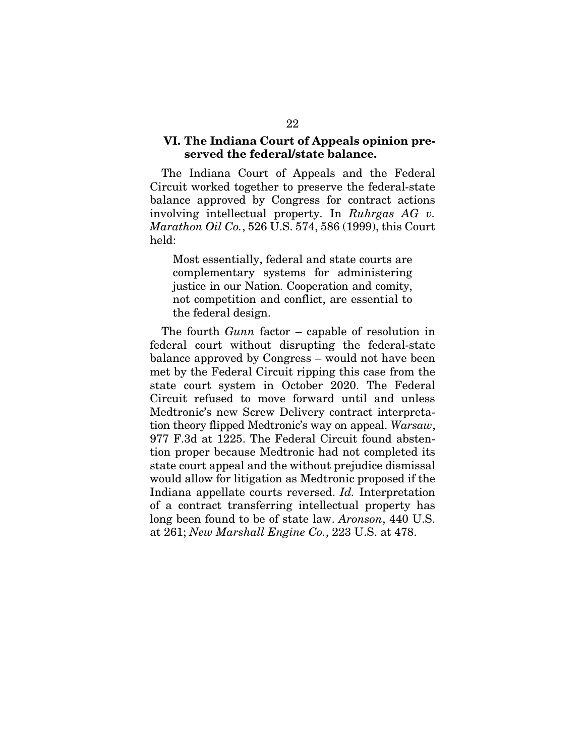### VI. The Indiana Court of Appeals opinion preserved the federal/state balance.

The Indiana Court of Appeals and the Federal Circuit worked together to preserve the federal-state balance approved by Congress for contract actions involving intellectual property. In *Ruhrgas AG v. Marathon Oil Co.*, 526 U.S. 574, 586 (1999), this Court held:

> Most essentially, federal and state courts are complementary systems for administering justice in our Nation. Cooperation and comity, not competition and conflict, are essential to the federal design.

The fourth *Gunn* factor – capable of resolution in federal court without disrupting the federal-state balance approved by Congress – would not have been met by the Federal Circuit ripping this case from the state court system in October 2020. The Federal Circuit refused to move forward until and unless Medtronic's new Screw Delivery contract interpretation theory flipped Medtronic's way on appeal. *Warsaw*, 977 F.3d at 1225. The Federal Circuit found abstention proper because Medtronic had not completed its state court appeal and the without prejudice dismissal would allow for litigation as Medtronic proposed if the Indiana appellate courts reversed. *Id.* Interpretation of a contract transferring intellectual property has long been found to be of state law. *Aronson*, 440 U.S. at 261; *New Marshall Engine Co.*, 223 U.S. at 478.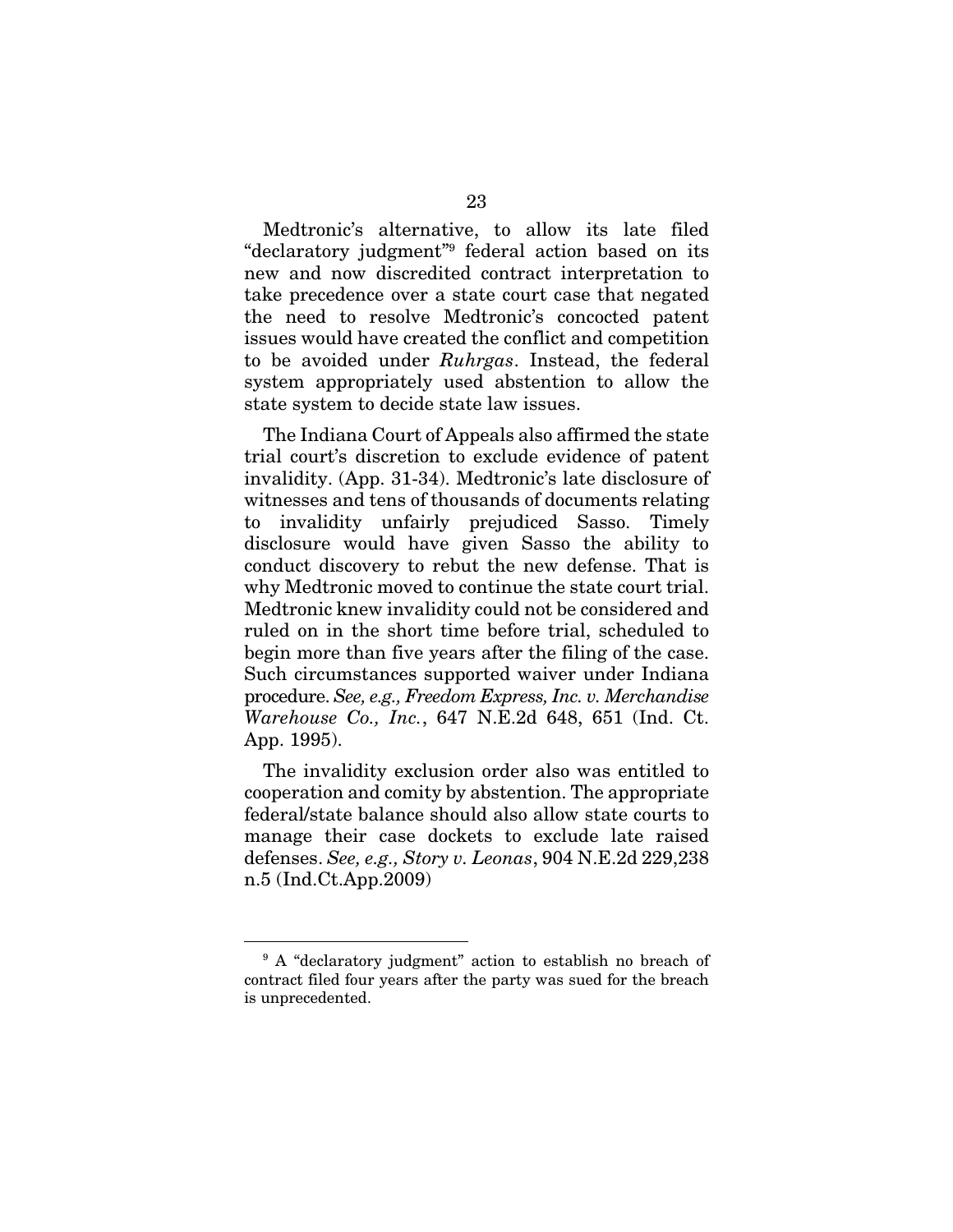Medtronic's alternative, to allow its late filed "declaratory judgment"[9] federal action based on its new and now discredited contract interpretation to take precedence over a state court case that negated the need to resolve Medtronic's concocted patent issues would have created the conflict and competition to be avoided under *Ruhrgas*. Instead, the federal system appropriately used abstention to allow the state system to decide state law issues.

The Indiana Court of Appeals also affirmed the state trial court's discretion to exclude evidence of patent invalidity. (App. 31-34). Medtronic's late disclosure of witnesses and tens of thousands of documents relating to invalidity unfairly prejudiced Sasso. Timely disclosure would have given Sasso the ability to conduct discovery to rebut the new defense. That is why Medtronic moved to continue the state court trial. Medtronic knew invalidity could not be considered and ruled on in the short time before trial, scheduled to begin more than five years after the filing of the case. Such circumstances supported waiver under Indiana procedure. *See, e.g., Freedom Express, Inc. v. Merchandise Warehouse Co., Inc.*, 647 N.E.2d 648, 651 (Ind. Ct. App. 1995).

The invalidity exclusion order also was entitled to cooperation and comity by abstention. The appropriate federal/state balance should also allow state courts to manage their case dockets to exclude late raised defenses. *See, e.g., Story v. Leonas*, 904 N.E.2d 229,238 n.5 (Ind.Ct.App.2009)

---

[9] A "declaratory judgment" action to establish no breach of contract filed four years after the party was sued for the breach is unprecedented.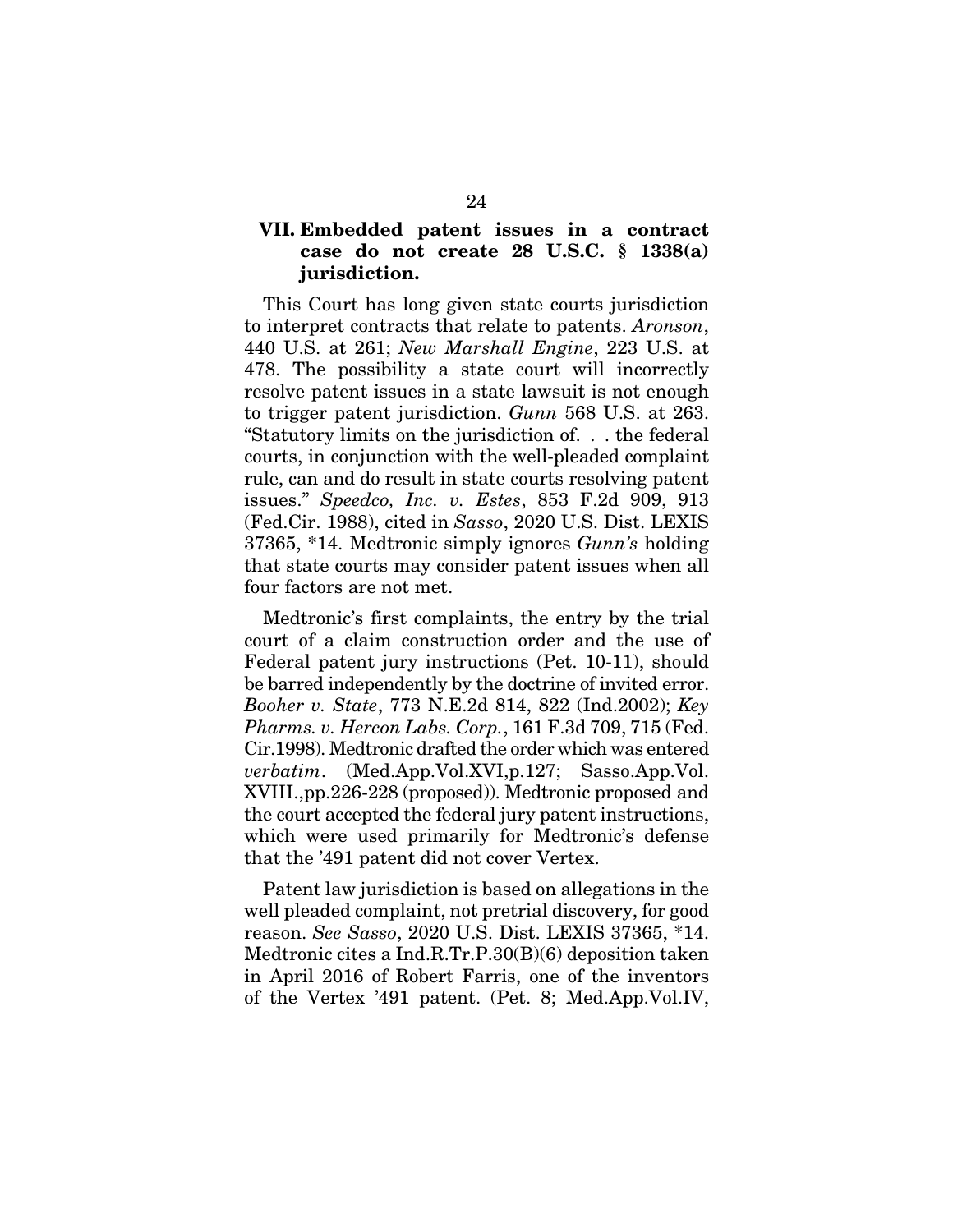### VII. Embedded patent issues in a contract case do not create 28 U.S.C. § 1338(a) jurisdiction.

This Court has long given state courts jurisdiction to interpret contracts that relate to patents. *Aronson*, 440 U.S. at 261; *New Marshall Engine*, 223 U.S. at 478. The possibility a state court will incorrectly resolve patent issues in a state lawsuit is not enough to trigger patent jurisdiction. *Gunn* 568 U.S. at 263. "Statutory limits on the jurisdiction of. . . the federal courts, in conjunction with the well-pleaded complaint rule, can and do result in state courts resolving patent issues." *Speedco, Inc. v. Estes*, 853 F.2d 909, 913 (Fed.Cir. 1988), cited in *Sasso*, 2020 U.S. Dist. LEXIS 37365, *14. Medtronic simply ignores *Gunn's* holding that state courts may consider patent issues when all four factors are not met.

Medtronic's first complaints, the entry by the trial court of a claim construction order and the use of Federal patent jury instructions (Pet. 10-11), should be barred independently by the doctrine of invited error. *Booher v. State*, 773 N.E.2d 814, 822 (Ind.2002); *Key Pharms. v. Hercon Labs. Corp.*, 161 F.3d 709, 715 (Fed. Cir.1998). Medtronic drafted the order which was entered *verbatim*. (Med.App.Vol.XVI,p.127; Sasso.App.Vol. XVIII.,pp.226-228 (proposed)). Medtronic proposed and the court accepted the federal jury patent instructions, which were used primarily for Medtronic's defense that the '491 patent did not cover Vertex.

Patent law jurisdiction is based on allegations in the well pleaded complaint, not pretrial discovery, for good reason. *See Sasso*, 2020 U.S. Dist. LEXIS 37365, *14. Medtronic cites a Ind.R.Tr.P.30(B)(6) deposition taken in April 2016 of Robert Farris, one of the inventors of the Vertex '491 patent. (Pet. 8; Med.App.Vol.IV,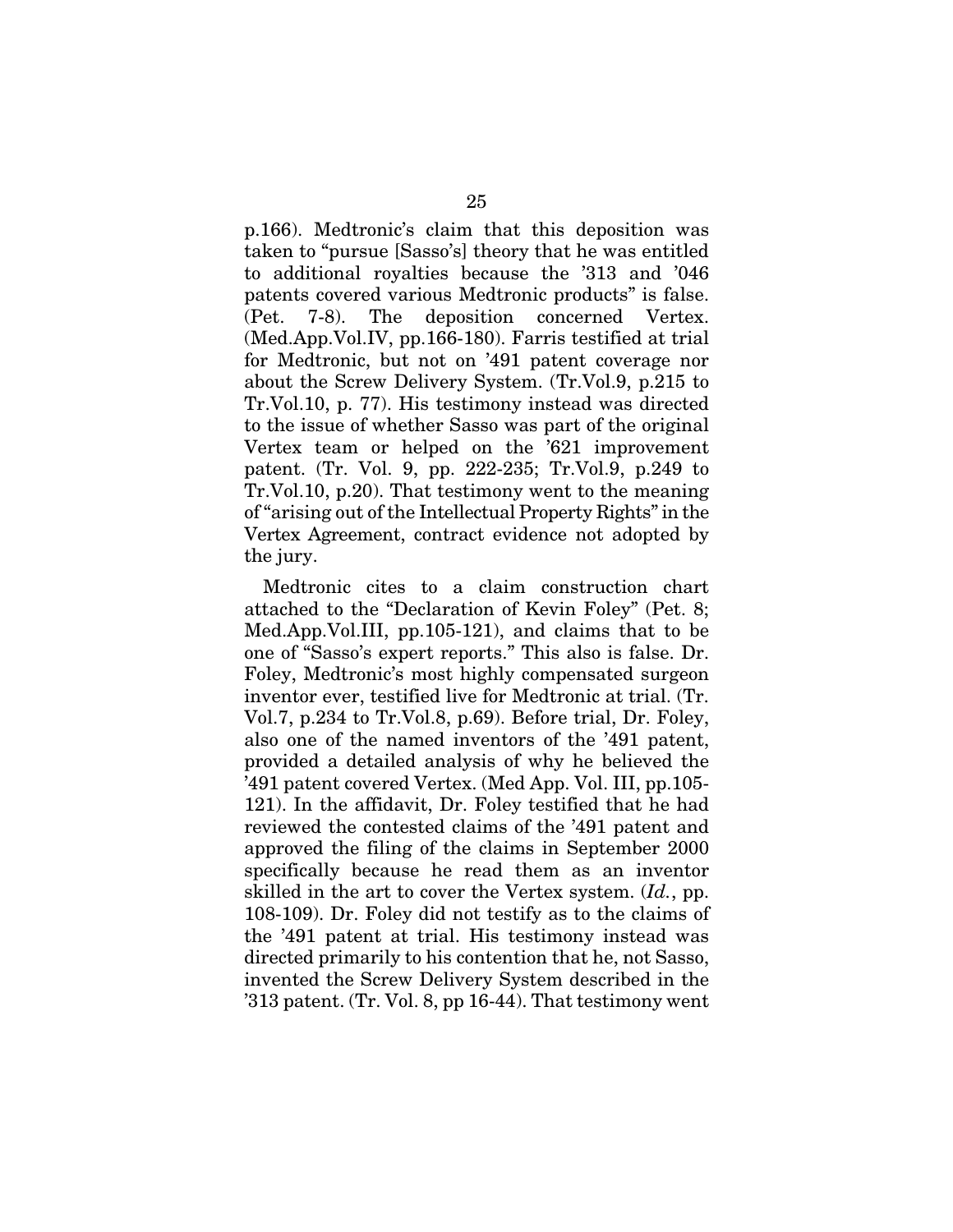p.166). Medtronic's claim that this deposition was taken to "pursue [Sasso's] theory that he was entitled to additional royalties because the '313 and '046 patents covered various Medtronic products" is false. (Pet. 7-8). The deposition concerned Vertex. (Med.App.Vol.IV, pp.166-180). Farris testified at trial for Medtronic, but not on '491 patent coverage nor about the Screw Delivery System. (Tr.Vol.9, p.215 to Tr.Vol.10, p. 77). His testimony instead was directed to the issue of whether Sasso was part of the original Vertex team or helped on the '621 improvement patent. (Tr. Vol. 9, pp. 222-235; Tr.Vol.9, p.249 to Tr.Vol.10, p.20). That testimony went to the meaning of "arising out of the Intellectual Property Rights" in the Vertex Agreement, contract evidence not adopted by the jury.

Medtronic cites to a claim construction chart attached to the "Declaration of Kevin Foley" (Pet. 8; Med.App.Vol.III, pp.105-121), and claims that to be one of "Sasso's expert reports." This also is false. Dr. Foley, Medtronic's most highly compensated surgeon inventor ever, testified live for Medtronic at trial. (Tr. Vol.7, p.234 to Tr.Vol.8, p.69). Before trial, Dr. Foley, also one of the named inventors of the '491 patent, provided a detailed analysis of why he believed the '491 patent covered Vertex. (Med App. Vol. III, pp.105-121). In the affidavit, Dr. Foley testified that he had reviewed the contested claims of the '491 patent and approved the filing of the claims in September 2000 specifically because he read them as an inventor skilled in the art to cover the Vertex system. (*Id.*, pp. 108-109). Dr. Foley did not testify as to the claims of the '491 patent at trial. His testimony instead was directed primarily to his contention that he, not Sasso, invented the Screw Delivery System described in the '313 patent. (Tr. Vol. 8, pp 16-44). That testimony went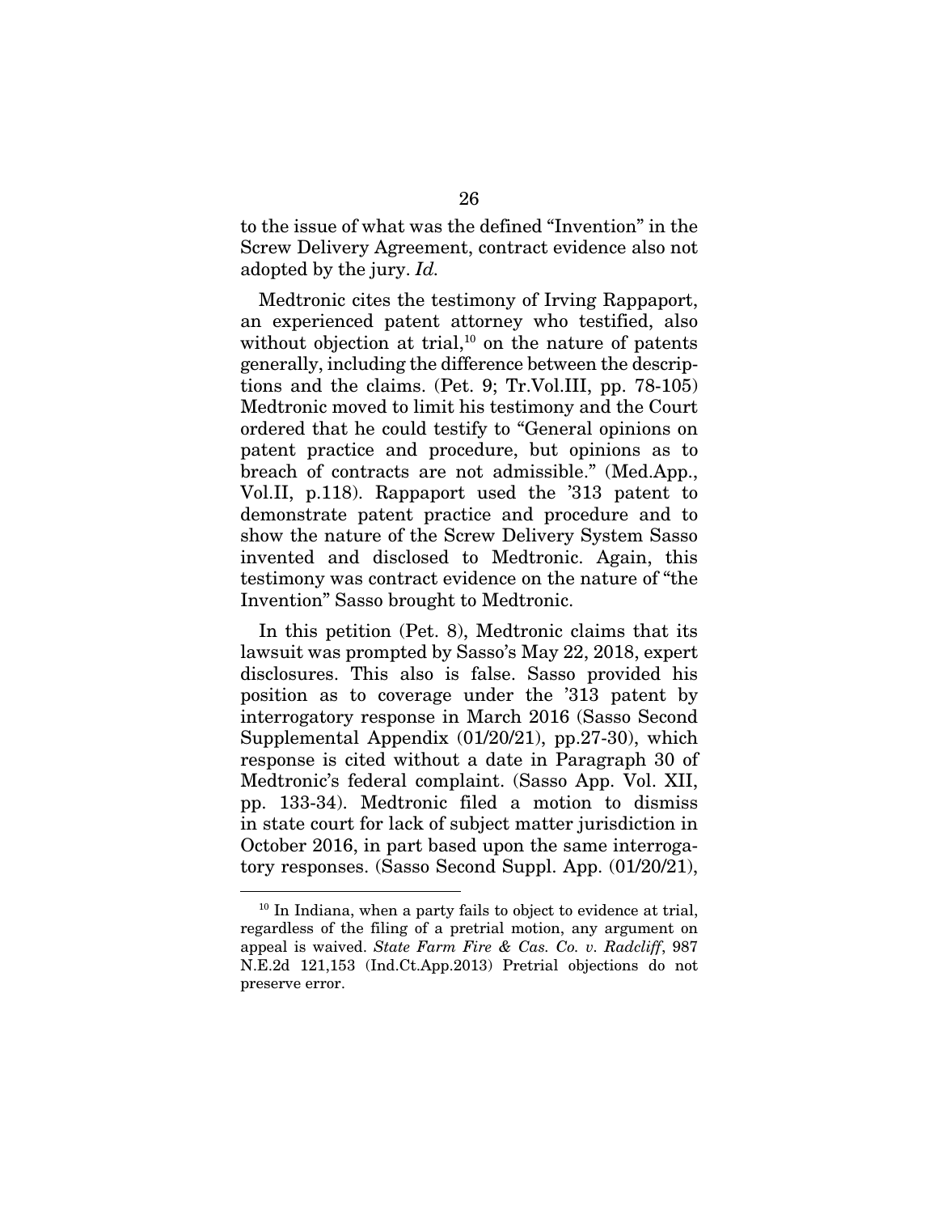to the issue of what was the defined "Invention" in the Screw Delivery Agreement, contract evidence also not adopted by the jury. *Id.*

Medtronic cites the testimony of Irving Rappaport, an experienced patent attorney who testified, also without objection at trial,[10] on the nature of patents generally, including the difference between the descriptions and the claims. (Pet. 9; Tr.Vol.III, pp. 78-105) Medtronic moved to limit his testimony and the Court ordered that he could testify to "General opinions on patent practice and procedure, but opinions as to breach of contracts are not admissible." (Med.App., Vol.II, p.118). Rappaport used the '313 patent to demonstrate patent practice and procedure and to show the nature of the Screw Delivery System Sasso invented and disclosed to Medtronic. Again, this testimony was contract evidence on the nature of "the Invention" Sasso brought to Medtronic.

In this petition (Pet. 8), Medtronic claims that its lawsuit was prompted by Sasso's May 22, 2018, expert disclosures. This also is false. Sasso provided his position as to coverage under the '313 patent by interrogatory response in March 2016 (Sasso Second Supplemental Appendix (01/20/21), pp.27-30), which response is cited without a date in Paragraph 30 of Medtronic's federal complaint. (Sasso App. Vol. XII, pp. 133-34). Medtronic filed a motion to dismiss in state court for lack of subject matter jurisdiction in October 2016, in part based upon the same interrogatory responses. (Sasso Second Suppl. App. (01/20/21),

[10] In Indiana, when a party fails to object to evidence at trial, regardless of the filing of a pretrial motion, any argument on appeal is waived. *State Farm Fire & Cas. Co. v. Radcliff*, 987 N.E.2d 121,153 (Ind.Ct.App.2013) Pretrial objections do not preserve error.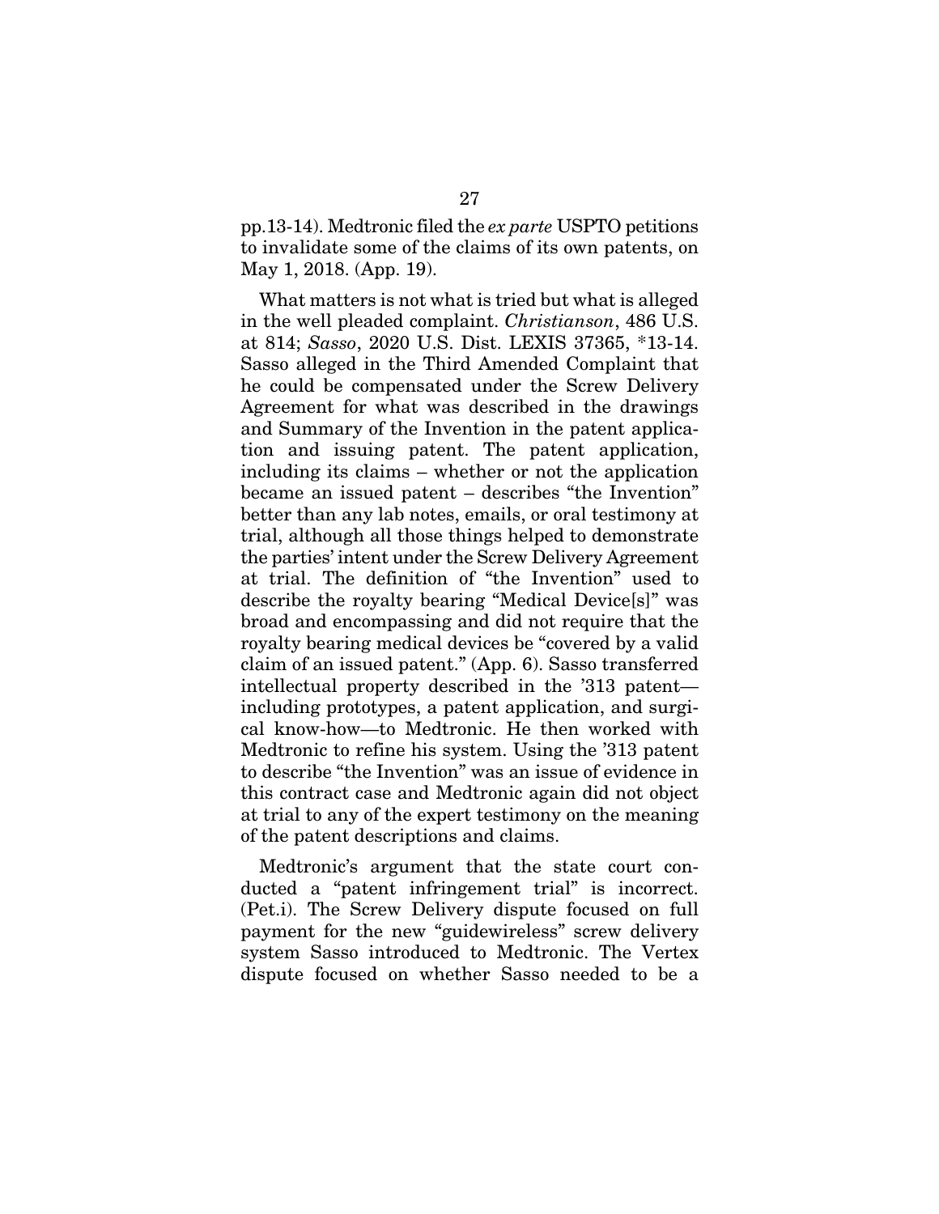pp.13-14). Medtronic filed the *ex parte* USPTO petitions to invalidate some of the claims of its own patents, on May 1, 2018. (App. 19).

What matters is not what is tried but what is alleged in the well pleaded complaint. *Christianson*, 486 U.S. at 814; *Sasso*, 2020 U.S. Dist. LEXIS 37365, *13-14. Sasso alleged in the Third Amended Complaint that he could be compensated under the Screw Delivery Agreement for what was described in the drawings and Summary of the Invention in the patent application and issuing patent. The patent application, including its claims – whether or not the application became an issued patent – describes "the Invention" better than any lab notes, emails, or oral testimony at trial, although all those things helped to demonstrate the parties' intent under the Screw Delivery Agreement at trial. The definition of "the Invention" used to describe the royalty bearing "Medical Device[s]" was broad and encompassing and did not require that the royalty bearing medical devices be "covered by a valid claim of an issued patent." (App. 6). Sasso transferred intellectual property described in the '313 patent—including prototypes, a patent application, and surgical know-how—to Medtronic. He then worked with Medtronic to refine his system. Using the '313 patent to describe "the Invention" was an issue of evidence in this contract case and Medtronic again did not object at trial to any of the expert testimony on the meaning of the patent descriptions and claims.

Medtronic's argument that the state court conducted a "patent infringement trial" is incorrect. (Pet.i). The Screw Delivery dispute focused on full payment for the new "guidewireless" screw delivery system Sasso introduced to Medtronic. The Vertex dispute focused on whether Sasso needed to be a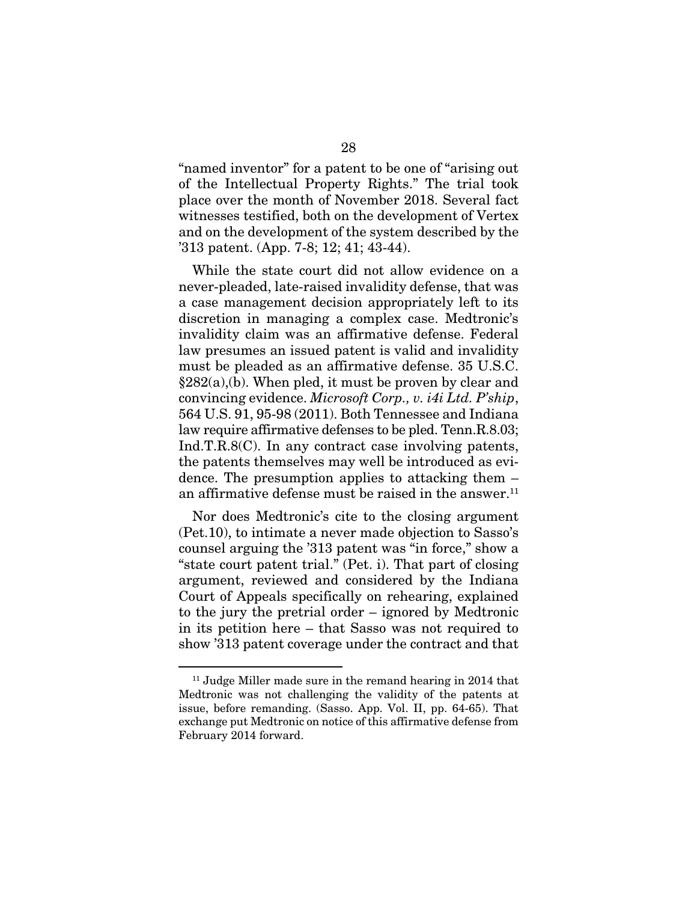"named inventor" for a patent to be one of "arising out of the Intellectual Property Rights." The trial took place over the month of November 2018. Several fact witnesses testified, both on the development of Vertex and on the development of the system described by the '313 patent. (App. 7-8; 12; 41; 43-44).

While the state court did not allow evidence on a never-pleaded, late-raised invalidity defense, that was a case management decision appropriately left to its discretion in managing a complex case. Medtronic's invalidity claim was an affirmative defense. Federal law presumes an issued patent is valid and invalidity must be pleaded as an affirmative defense. 35 U.S.C. §282(a),(b). When pled, it must be proven by clear and convincing evidence. *Microsoft Corp., v. i4i Ltd. P'ship*, 564 U.S. 91, 95-98 (2011). Both Tennessee and Indiana law require affirmative defenses to be pled. Tenn.R.8.03; Ind.T.R.8(C). In any contract case involving patents, the patents themselves may well be introduced as evidence. The presumption applies to attacking them – an affirmative defense must be raised in the answer.[11]

Nor does Medtronic's cite to the closing argument (Pet.10), to intimate a never made objection to Sasso's counsel arguing the '313 patent was "in force," show a "state court patent trial." (Pet. i). That part of closing argument, reviewed and considered by the Indiana Court of Appeals specifically on rehearing, explained to the jury the pretrial order – ignored by Medtronic in its petition here – that Sasso was not required to show '313 patent coverage under the contract and that

[11] Judge Miller made sure in the remand hearing in 2014 that Medtronic was not challenging the validity of the patents at issue, before remanding. (Sasso. App. Vol. II, pp. 64-65). That exchange put Medtronic on notice of this affirmative defense from February 2014 forward.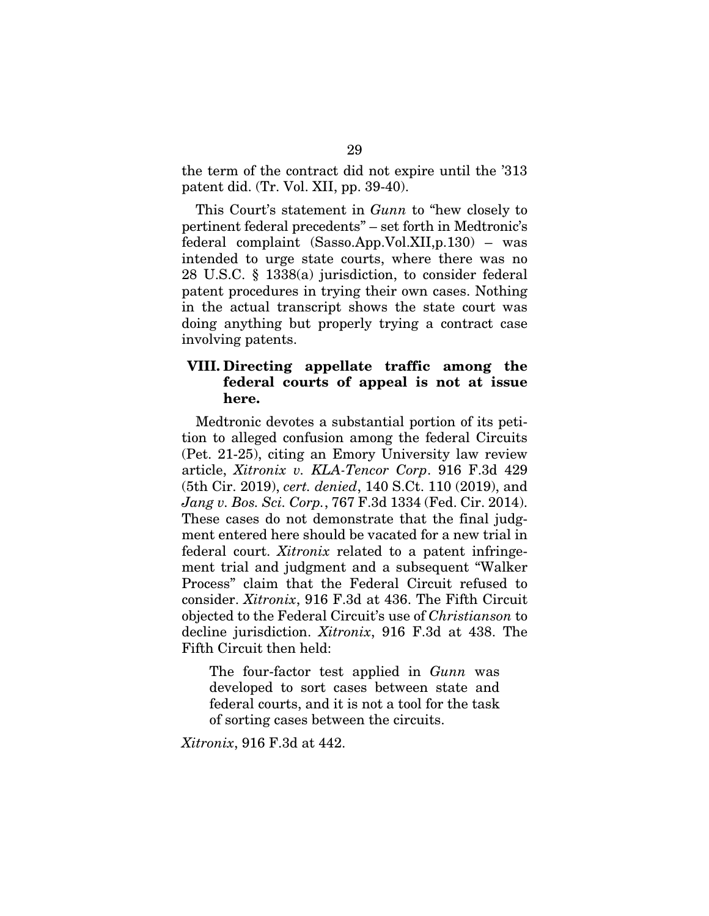the term of the contract did not expire until the '313 patent did. (Tr. Vol. XII, pp. 39-40).

This Court's statement in *Gunn* to "hew closely to pertinent federal precedents" – set forth in Medtronic's federal complaint (Sasso.App.Vol.XII,p.130) – was intended to urge state courts, where there was no 28 U.S.C. § 1338(a) jurisdiction, to consider federal patent procedures in trying their own cases. Nothing in the actual transcript shows the state court was doing anything but properly trying a contract case involving patents.

## VIII. Directing appellate traffic among the federal courts of appeal is not at issue here.

Medtronic devotes a substantial portion of its petition to alleged confusion among the federal Circuits (Pet. 21-25), citing an Emory University law review article, *Xitronix v. KLA-Tencor Corp*. 916 F.3d 429 (5th Cir. 2019), *cert. denied*, 140 S.Ct. 110 (2019), and *Jang v. Bos. Sci. Corp.*, 767 F.3d 1334 (Fed. Cir. 2014). These cases do not demonstrate that the final judgment entered here should be vacated for a new trial in federal court. *Xitronix* related to a patent infringement trial and judgment and a subsequent "Walker Process" claim that the Federal Circuit refused to consider. *Xitronix*, 916 F.3d at 436. The Fifth Circuit objected to the Federal Circuit's use of *Christianson* to decline jurisdiction. *Xitronix*, 916 F.3d at 438. The Fifth Circuit then held:

> The four-factor test applied in *Gunn* was developed to sort cases between state and federal courts, and it is not a tool for the task of sorting cases between the circuits.

*Xitronix*, 916 F.3d at 442.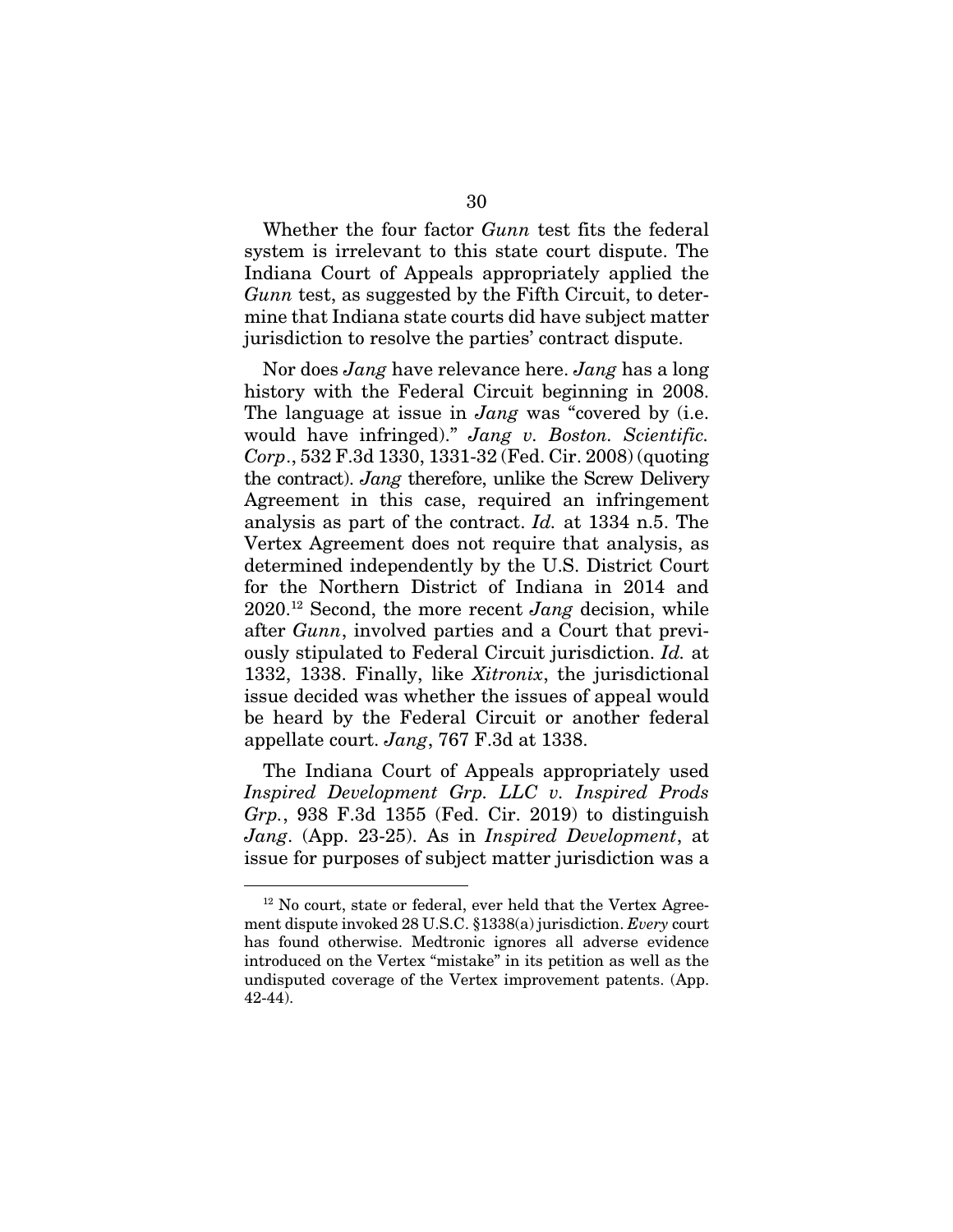Whether the four factor *Gunn* test fits the federal system is irrelevant to this state court dispute. The Indiana Court of Appeals appropriately applied the *Gunn* test, as suggested by the Fifth Circuit, to determine that Indiana state courts did have subject matter jurisdiction to resolve the parties' contract dispute.

Nor does *Jang* have relevance here. *Jang* has a long history with the Federal Circuit beginning in 2008. The language at issue in *Jang* was "covered by (i.e. would have infringed)." *Jang v. Boston. Scientific. Corp*., 532 F.3d 1330, 1331-32 (Fed. Cir. 2008) (quoting the contract). *Jang* therefore, unlike the Screw Delivery Agreement in this case, required an infringement analysis as part of the contract. *Id.* at 1334 n.5. The Vertex Agreement does not require that analysis, as determined independently by the U.S. District Court for the Northern District of Indiana in 2014 and 2020.[12] Second, the more recent *Jang* decision, while after *Gunn*, involved parties and a Court that previously stipulated to Federal Circuit jurisdiction. *Id.* at 1332, 1338. Finally, like *Xitronix*, the jurisdictional issue decided was whether the issues of appeal would be heard by the Federal Circuit or another federal appellate court. *Jang*, 767 F.3d at 1338.

The Indiana Court of Appeals appropriately used *Inspired Development Grp. LLC v. Inspired Prods Grp.*, 938 F.3d 1355 (Fed. Cir. 2019) to distinguish *Jang*. (App. 23-25). As in *Inspired Development*, at issue for purposes of subject matter jurisdiction was a

[12] No court, state or federal, ever held that the Vertex Agreement dispute invoked 28 U.S.C. §1338(a) jurisdiction. *Every* court has found otherwise. Medtronic ignores all adverse evidence introduced on the Vertex "mistake" in its petition as well as the undisputed coverage of the Vertex improvement patents. (App. 42-44).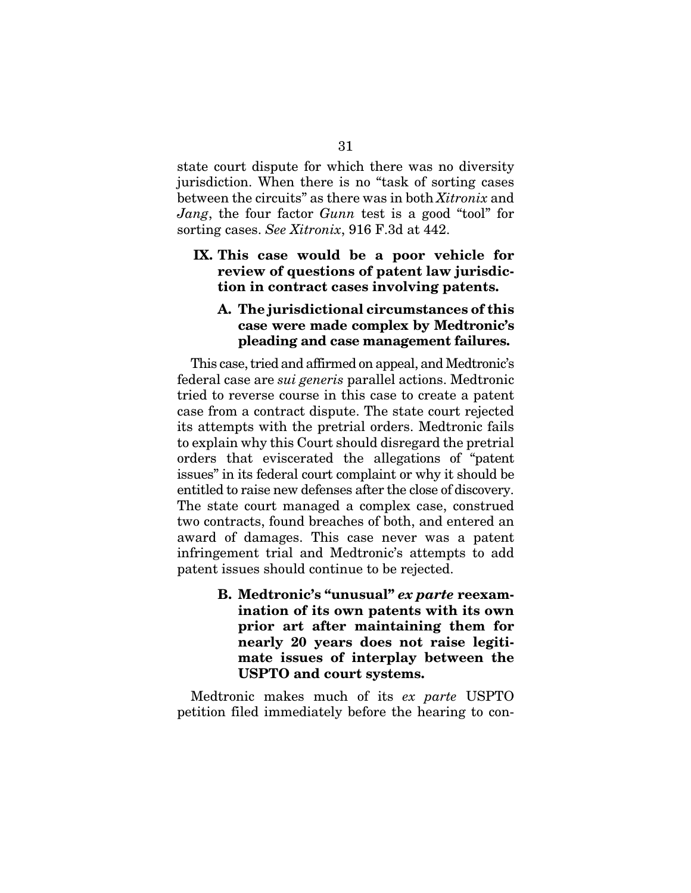state court dispute for which there was no diversity jurisdiction. When there is no "task of sorting cases between the circuits" as there was in both *Xitronix* and *Jang*, the four factor *Gunn* test is a good "tool" for sorting cases. *See Xitronix*, 916 F.3d at 442.

## IX. This case would be a poor vehicle for review of questions of patent law jurisdiction in contract cases involving patents.

### A. The jurisdictional circumstances of this case were made complex by Medtronic's pleading and case management failures.

This case, tried and affirmed on appeal, and Medtronic's federal case are *sui generis* parallel actions. Medtronic tried to reverse course in this case to create a patent case from a contract dispute. The state court rejected its attempts with the pretrial orders. Medtronic fails to explain why this Court should disregard the pretrial orders that eviscerated the allegations of "patent issues" in its federal court complaint or why it should be entitled to raise new defenses after the close of discovery. The state court managed a complex case, construed two contracts, found breaches of both, and entered an award of damages. This case never was a patent infringement trial and Medtronic's attempts to add patent issues should continue to be rejected.

### B. Medtronic's "unusual" *ex parte* reexamination of its own patents with its own prior art after maintaining them for nearly 20 years does not raise legitimate issues of interplay between the USPTO and court systems.

Medtronic makes much of its *ex parte* USPTO petition filed immediately before the hearing to con-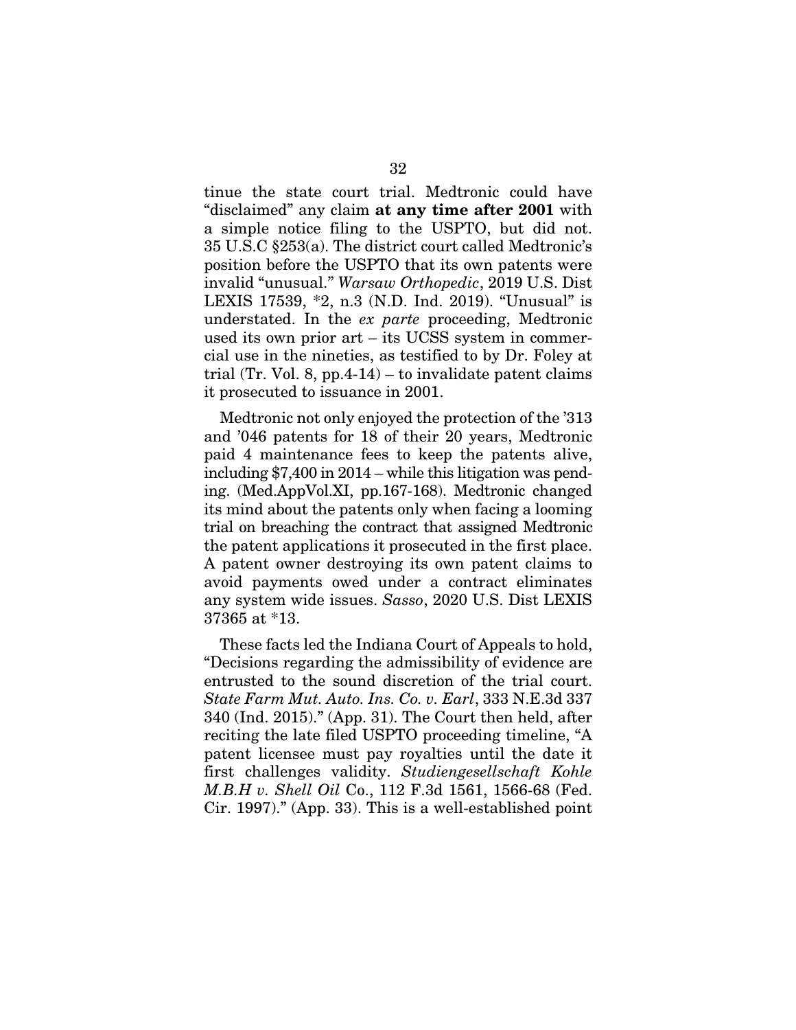tinue the state court trial. Medtronic could have "disclaimed" any claim **at any time after 2001** with a simple notice filing to the USPTO, but did not. 35 U.S.C §253(a). The district court called Medtronic's position before the USPTO that its own patents were invalid "unusual." *Warsaw Orthopedic*, 2019 U.S. Dist LEXIS 17539, *2, n.3 (N.D. Ind. 2019). "Unusual" is understated. In the *ex parte* proceeding, Medtronic used its own prior art – its UCSS system in commercial use in the nineties, as testified to by Dr. Foley at trial (Tr. Vol. 8, pp.4-14) – to invalidate patent claims it prosecuted to issuance in 2001.

Medtronic not only enjoyed the protection of the '313 and '046 patents for 18 of their 20 years, Medtronic paid 4 maintenance fees to keep the patents alive, including $7,400 in 2014 – while this litigation was pending. (Med.AppVol.XI, pp.167-168). Medtronic changed its mind about the patents only when facing a looming trial on breaching the contract that assigned Medtronic the patent applications it prosecuted in the first place. A patent owner destroying its own patent claims to avoid payments owed under a contract eliminates any system wide issues. *Sasso*, 2020 U.S. Dist LEXIS 37365 at *13.

These facts led the Indiana Court of Appeals to hold, "Decisions regarding the admissibility of evidence are entrusted to the sound discretion of the trial court. *State Farm Mut. Auto. Ins. Co. v. Earl*, 333 N.E.3d 337 340 (Ind. 2015)." (App. 31). The Court then held, after reciting the late filed USPTO proceeding timeline, "A patent licensee must pay royalties until the date it first challenges validity. *Studiengesellschaft Kohle M.B.H v. Shell Oil* Co., 112 F.3d 1561, 1566-68 (Fed. Cir. 1997)." (App. 33). This is a well-established point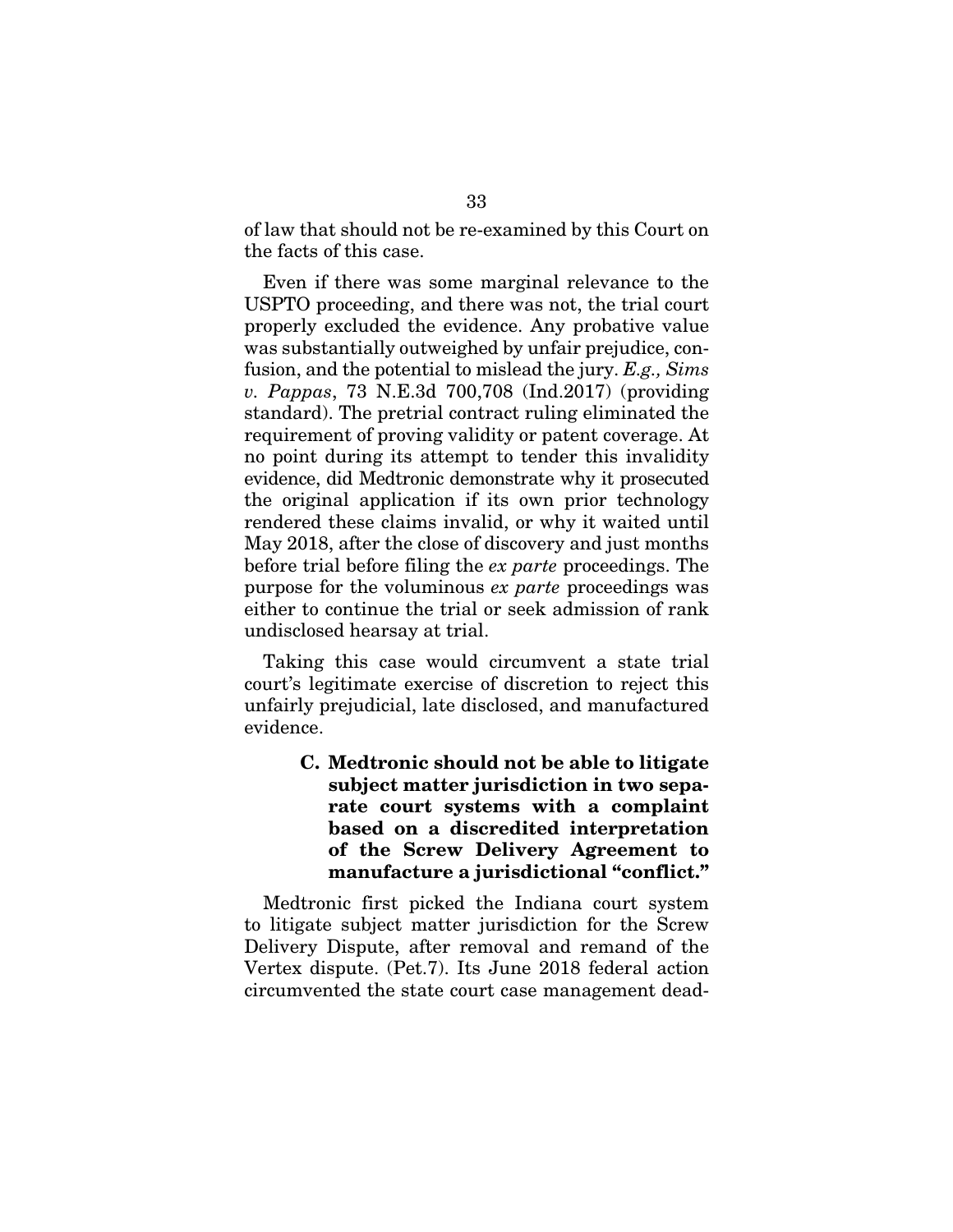of law that should not be re-examined by this Court on the facts of this case.

Even if there was some marginal relevance to the USPTO proceeding, and there was not, the trial court properly excluded the evidence. Any probative value was substantially outweighed by unfair prejudice, confusion, and the potential to mislead the jury. *E.g., Sims v. Pappas*, 73 N.E.3d 700,708 (Ind.2017) (providing standard). The pretrial contract ruling eliminated the requirement of proving validity or patent coverage. At no point during its attempt to tender this invalidity evidence, did Medtronic demonstrate why it prosecuted the original application if its own prior technology rendered these claims invalid, or why it waited until May 2018, after the close of discovery and just months before trial before filing the *ex parte* proceedings. The purpose for the voluminous *ex parte* proceedings was either to continue the trial or seek admission of rank undisclosed hearsay at trial.

Taking this case would circumvent a state trial court's legitimate exercise of discretion to reject this unfairly prejudicial, late disclosed, and manufactured evidence.

### C. Medtronic should not be able to litigate subject matter jurisdiction in two separate court systems with a complaint based on a discredited interpretation of the Screw Delivery Agreement to manufacture a jurisdictional "conflict."

Medtronic first picked the Indiana court system to litigate subject matter jurisdiction for the Screw Delivery Dispute, after removal and remand of the Vertex dispute. (Pet.7). Its June 2018 federal action circumvented the state court case management dead-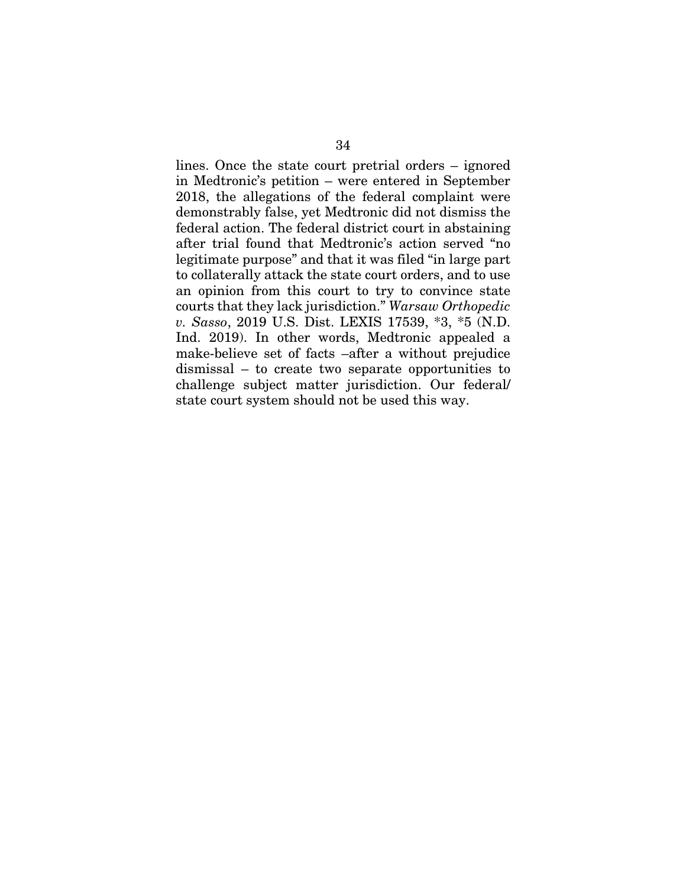lines. Once the state court pretrial orders – ignored in Medtronic's petition – were entered in September 2018, the allegations of the federal complaint were demonstrably false, yet Medtronic did not dismiss the federal action. The federal district court in abstaining after trial found that Medtronic's action served "no legitimate purpose" and that it was filed "in large part to collaterally attack the state court orders, and to use an opinion from this court to try to convince state courts that they lack jurisdiction." *Warsaw Orthopedic v. Sasso*, 2019 U.S. Dist. LEXIS 17539, *3, *5 (N.D. Ind. 2019). In other words, Medtronic appealed a make-believe set of facts –after a without prejudice dismissal – to create two separate opportunities to challenge subject matter jurisdiction. Our federal/ state court system should not be used this way.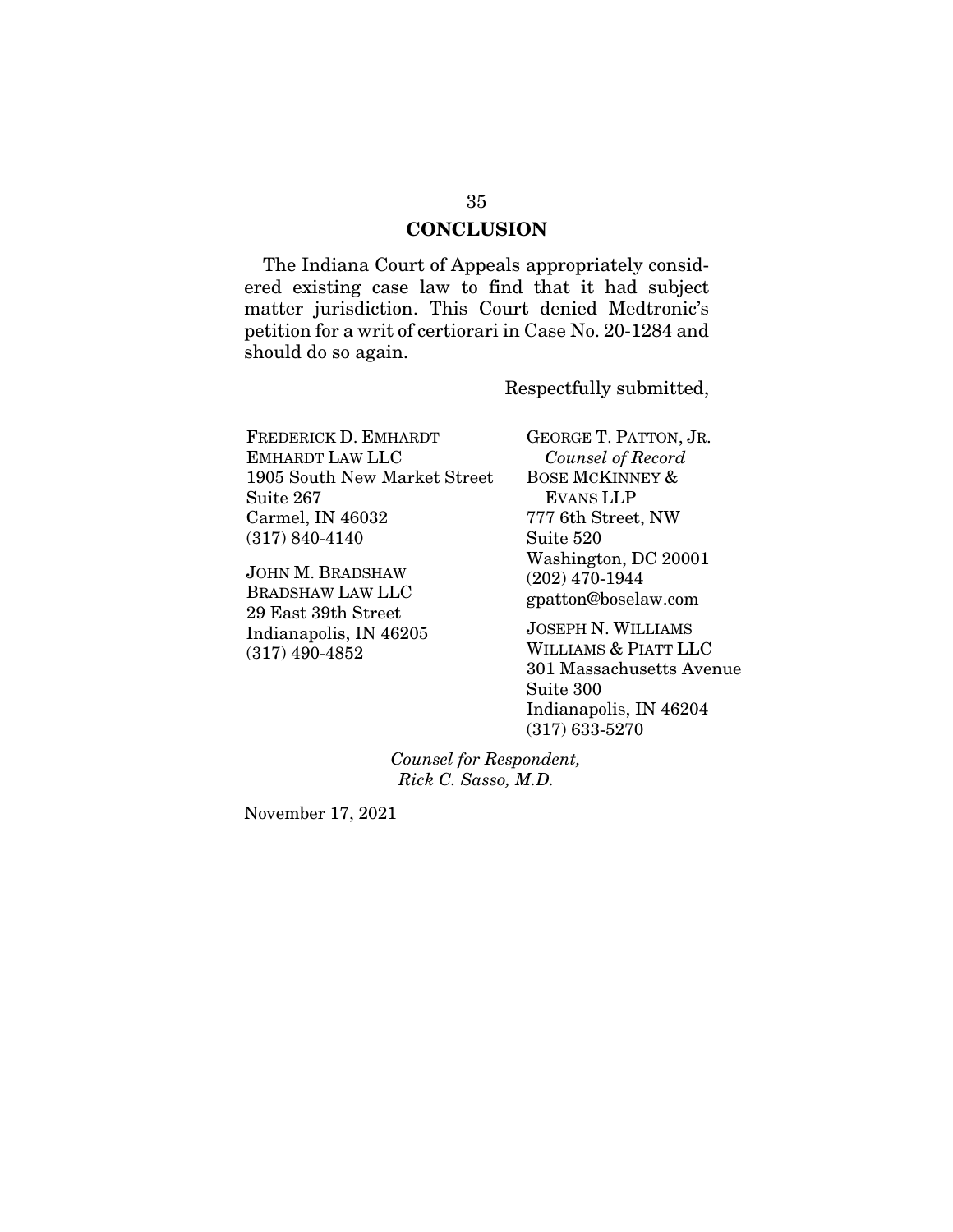## CONCLUSION

The Indiana Court of Appeals appropriately considered existing case law to find that it had subject matter jurisdiction. This Court denied Medtronic's petition for a writ of certiorari in Case No. 20-1284 and should do so again.

Respectfully submitted,

GEORGE T. PATTON, JR.
*Counsel of Record*
BOSE MCKINNEY &
EVANS LLP
777 6th Street, NW
Suite 520
Washington, DC 20001
(202) 470-1944
gpatton@boselaw.com

JOSEPH N. WILLIAMS
WILLIAMS & PIATT LLC
301 Massachusetts Avenue
Suite 300
Indianapolis, IN 46204
(317) 633-5270

FREDERICK D. EMHARDT
EMHARDT LAW LLC
1905 South New Market Street
Suite 267
Carmel, IN 46032
(317) 840-4140

JOHN M. BRADSHAW
BRADSHAW LAW LLC
29 East 39th Street
Indianapolis, IN 46205
(317) 490-4852

*Counsel for Respondent,*
*Rick C. Sasso, M.D.*

November 17, 2021